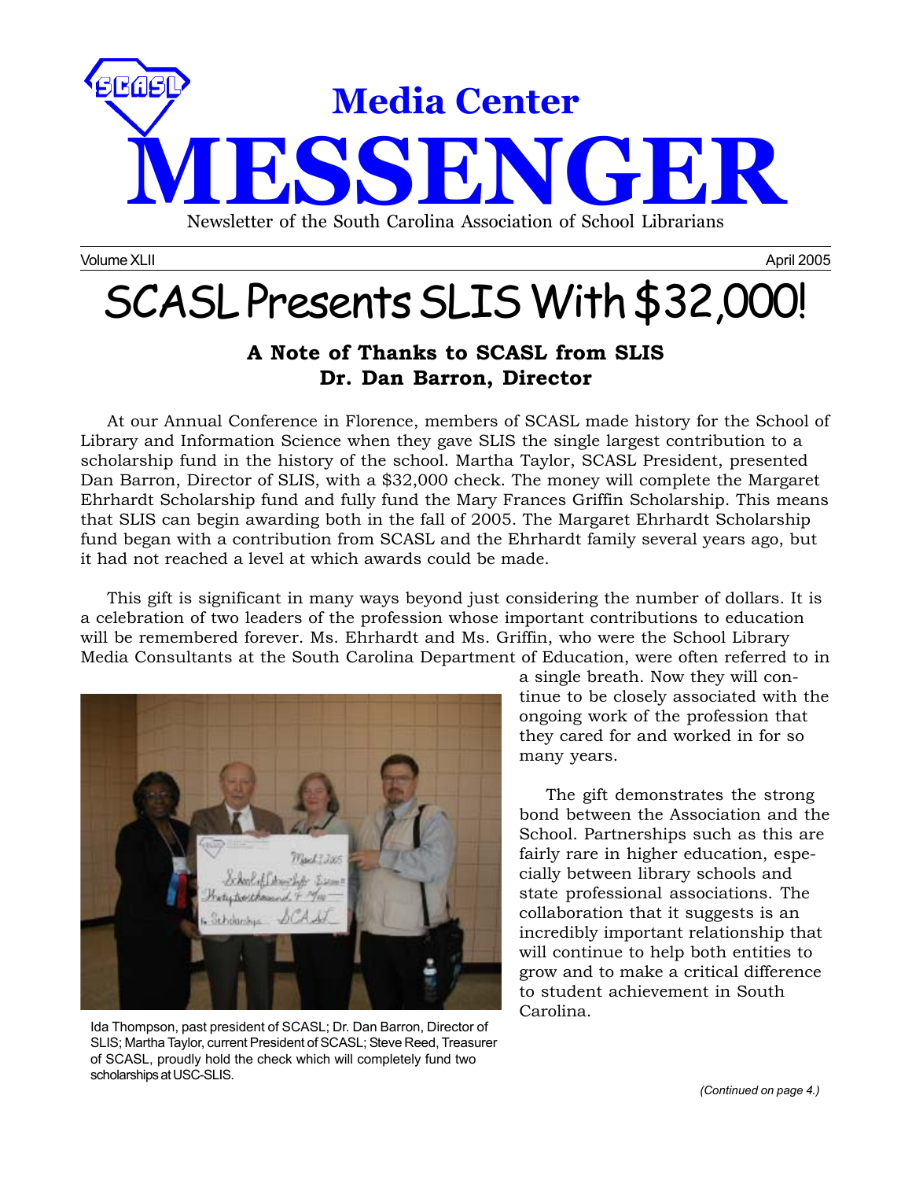# Media Center MESSENGER

Newsletter of the South Carolina Association of School Librarians

Volume XLII — April 2005

# SCASL Presents SLIS With $32,000!

### A Note of Thanks to SCASL from SLIS
### Dr. Dan Barron, Director

At our Annual Conference in Florence, members of SCASL made history for the School of Library and Information Science when they gave SLIS the single largest contribution to a scholarship fund in the history of the school. Martha Taylor, SCASL President, presented Dan Barron, Director of SLIS, with a $32,000 check. The money will complete the Margaret Ehrhardt Scholarship fund and fully fund the Mary Frances Griffin Scholarship. This means that SLIS can begin awarding both in the fall of 2005. The Margaret Ehrhardt Scholarship fund began with a contribution from SCASL and the Ehrhardt family several years ago, but it had not reached a level at which awards could be made.

This gift is significant in many ways beyond just considering the number of dollars. It is a celebration of two leaders of the profession whose important contributions to education will be remembered forever. Ms. Ehrhardt and Ms. Griffin, who were the School Library Media Consultants at the South Carolina Department of Education, were often referred to in a single breath. Now they will continue to be closely associated with the ongoing work of the profession that they cared for and worked in for so many years.

The gift demonstrates the strong bond between the Association and the School. Partnerships such as this are fairly rare in higher education, especially between library schools and state professional associations. The collaboration that it suggests is an incredibly important relationship that will continue to help both entities to grow and to make a critical difference to student achievement in South Carolina.

Ida Thompson, past president of SCASL; Dr. Dan Barron, Director of SLIS; Martha Taylor, current President of SCASL; Steve Reed, Treasurer of SCASL, proudly hold the check which will completely fund two scholarships at USC-SLIS.

*(Continued on page 4.)*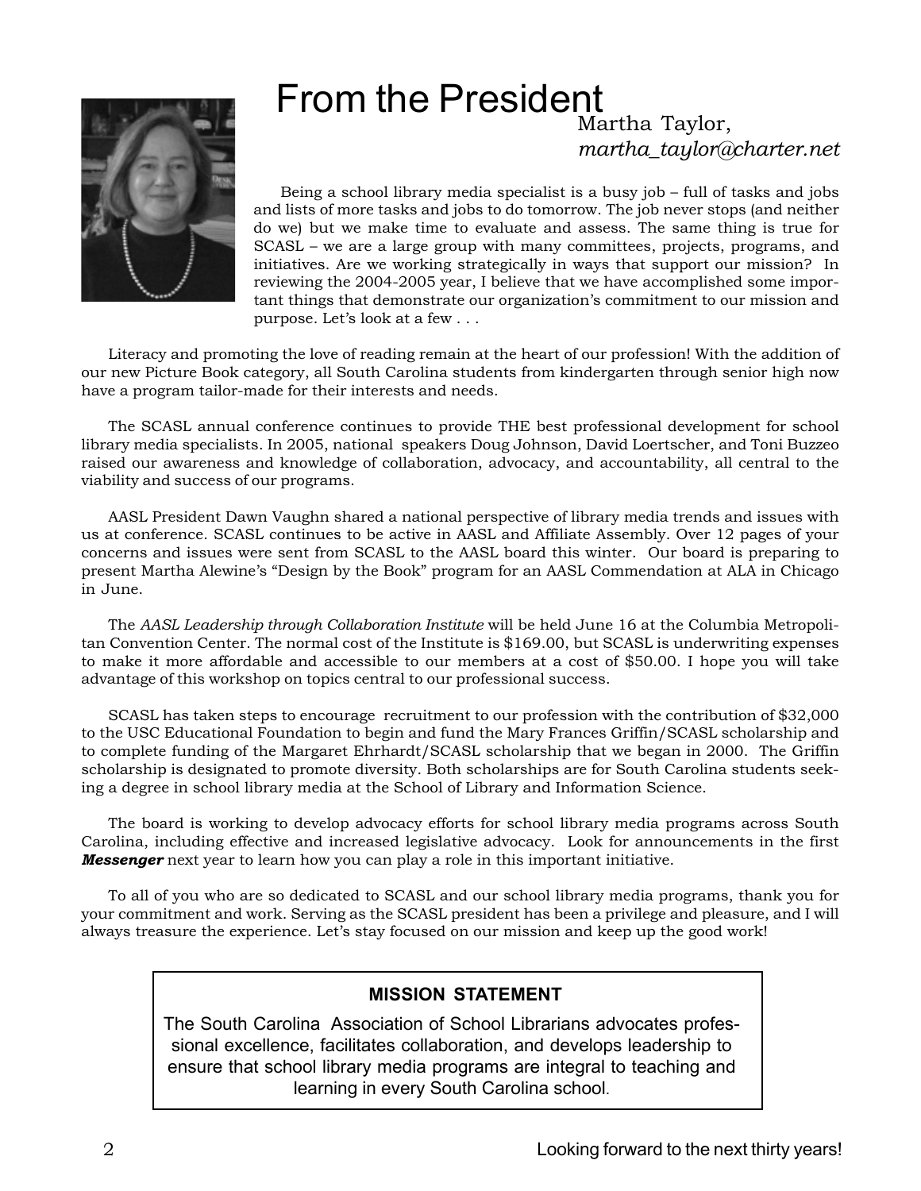# From the President

Martha Taylor,
*martha_taylor@charter.net*

Being a school library media specialist is a busy job – full of tasks and jobs and lists of more tasks and jobs to do tomorrow. The job never stops (and neither do we) but we make time to evaluate and assess. The same thing is true for SCASL – we are a large group with many committees, projects, programs, and initiatives. Are we working strategically in ways that support our mission? In reviewing the 2004-2005 year, I believe that we have accomplished some important things that demonstrate our organization's commitment to our mission and purpose. Let's look at a few . . .

Literacy and promoting the love of reading remain at the heart of our profession! With the addition of our new Picture Book category, all South Carolina students from kindergarten through senior high now have a program tailor-made for their interests and needs.

The SCASL annual conference continues to provide THE best professional development for school library media specialists. In 2005, national speakers Doug Johnson, David Loertscher, and Toni Buzzeo raised our awareness and knowledge of collaboration, advocacy, and accountability, all central to the viability and success of our programs.

AASL President Dawn Vaughn shared a national perspective of library media trends and issues with us at conference. SCASL continues to be active in AASL and Affiliate Assembly. Over 12 pages of your concerns and issues were sent from SCASL to the AASL board this winter. Our board is preparing to present Martha Alewine's "Design by the Book" program for an AASL Commendation at ALA in Chicago in June.

The *AASL Leadership through Collaboration Institute* will be held June 16 at the Columbia Metropolitan Convention Center. The normal cost of the Institute is $169.00, but SCASL is underwriting expenses to make it more affordable and accessible to our members at a cost of $50.00. I hope you will take advantage of this workshop on topics central to our professional success.

SCASL has taken steps to encourage recruitment to our profession with the contribution of $32,000 to the USC Educational Foundation to begin and fund the Mary Frances Griffin/SCASL scholarship and to complete funding of the Margaret Ehrhardt/SCASL scholarship that we began in 2000. The Griffin scholarship is designated to promote diversity. Both scholarships are for South Carolina students seeking a degree in school library media at the School of Library and Information Science.

The board is working to develop advocacy efforts for school library media programs across South Carolina, including effective and increased legislative advocacy. Look for announcements in the first ***Messenger*** next year to learn how you can play a role in this important initiative.

To all of you who are so dedicated to SCASL and our school library media programs, thank you for your commitment and work. Serving as the SCASL president has been a privilege and pleasure, and I will always treasure the experience. Let's stay focused on our mission and keep up the good work!

**MISSION STATEMENT**

The South Carolina Association of School Librarians advocates professional excellence, facilitates collaboration, and develops leadership to ensure that school library media programs are integral to teaching and learning in every South Carolina school.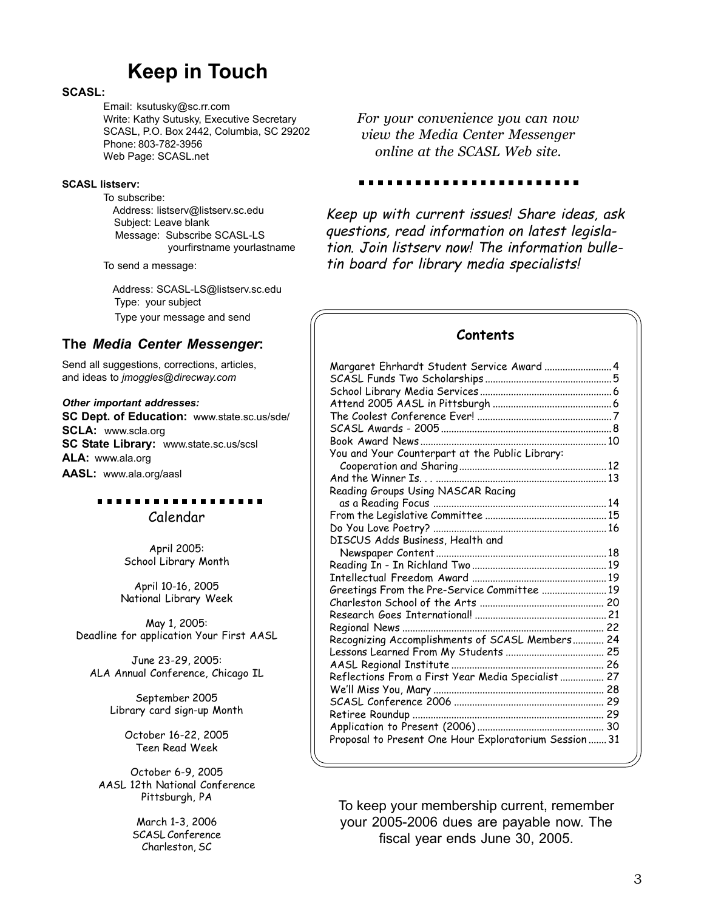# Keep in Touch

**SCASL:**

Email: ksutusky@sc.rr.com
Write: Kathy Sutusky, Executive Secretary
SCASL, P.O. Box 2442, Columbia, SC 29202
Phone: 803-782-3956
Web Page: SCASL.net

**SCASL listserv:**

To subscribe:
Address: listserv@listserv.sc.edu
Subject: Leave blank
Message: Subscribe SCASL-LS yourfirstname yourlastname

To send a message:

Address: SCASL-LS@listserv.sc.edu
Type: your subject
Type your message and send

## The *Media Center Messenger*:

Send all suggestions, corrections, articles, and ideas to *jmoggles@direcway.com*

***Other important addresses:***

**SC Dept. of Education:** www.state.sc.us/sde/
**SCLA:** www.scla.org
**SC State Library:** www.state.sc.us/scsl
**ALA:** www.ala.org
**AASL:** www.ala.org/aasl

## Calendar

April 2005:
School Library Month

April 10-16, 2005
National Library Week

May 1, 2005:
Deadline for application Your First AASL

June 23-29, 2005:
ALA Annual Conference, Chicago IL

September 2005
Library card sign-up Month

October 16-22, 2005
Teen Read Week

October 6-9, 2005
AASL 12th National Conference
Pittsburgh, PA

March 1-3, 2006
SCASL Conference
Charleston, SC

*For your convenience you can now view the Media Center Messenger online at the SCASL Web site.*

*Keep up with current issues! Share ideas, ask questions, read information on latest legislation. Join listserv now! The information bulletin board for library media specialists!*

## Contents

| | |
|---|---|
| Margaret Ehrhardt Student Service Award | 4 |
| SCASL Funds Two Scholarships | 5 |
| School Library Media Services | 6 |
| Attend 2005 AASL in Pittsburgh | 6 |
| The Coolest Conference Ever! | 7 |
| SCASL Awards - 2005 | 8 |
| Book Award News | 10 |
| You and Your Counterpart at the Public Library: Cooperation and Sharing | 12 |
| And the Winner Is. . . | 13 |
| Reading Groups Using NASCAR Racing as a Reading Focus | 14 |
| From the Legislative Committee | 15 |
| Do You Love Poetry? | 16 |
| DISCUS Adds Business, Health and Newspaper Content | 18 |
| Reading In - In Richland Two | 19 |
| Intellectual Freedom Award | 19 |
| Greetings From the Pre-Service Committee | 19 |
| Charleston School of the Arts | 20 |
| Research Goes International! | 21 |
| Regional News | 22 |
| Recognizing Accomplishments of SCASL Members | 24 |
| Lessons Learned From My Students | 25 |
| AASL Regional Institute | 26 |
| Reflections From a First Year Media Specialist | 27 |
| We'll Miss You, Mary | 28 |
| SCASL Conference 2006 | 29 |
| Retiree Roundup | 29 |
| Application to Present (2006) | 30 |
| Proposal to Present One Hour Exploratorium Session | 31 |

To keep your membership current, remember your 2005-2006 dues are payable now. The fiscal year ends June 30, 2005.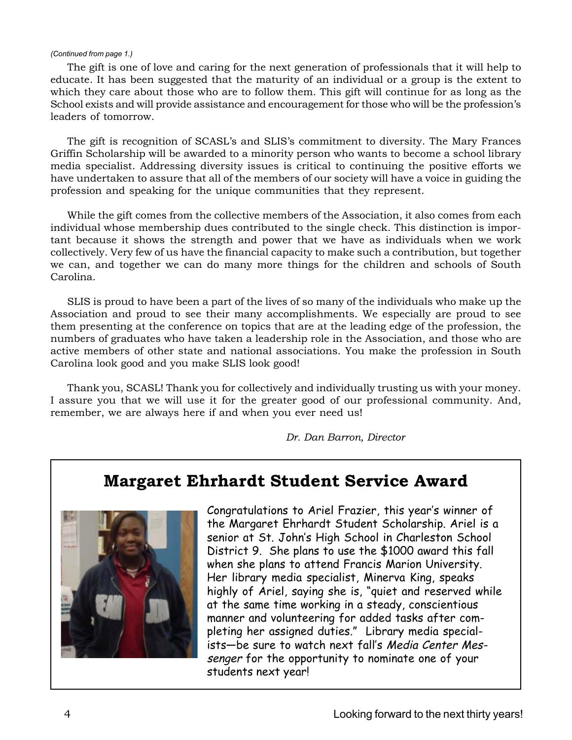*(Continued from page 1.)*

The gift is one of love and caring for the next generation of professionals that it will help to educate. It has been suggested that the maturity of an individual or a group is the extent to which they care about those who are to follow them. This gift will continue for as long as the School exists and will provide assistance and encouragement for those who will be the profession's leaders of tomorrow.

The gift is recognition of SCASL's and SLIS's commitment to diversity. The Mary Frances Griffin Scholarship will be awarded to a minority person who wants to become a school library media specialist. Addressing diversity issues is critical to continuing the positive efforts we have undertaken to assure that all of the members of our society will have a voice in guiding the profession and speaking for the unique communities that they represent.

While the gift comes from the collective members of the Association, it also comes from each individual whose membership dues contributed to the single check. This distinction is important because it shows the strength and power that we have as individuals when we work collectively. Very few of us have the financial capacity to make such a contribution, but together we can, and together we can do many more things for the children and schools of South Carolina.

SLIS is proud to have been a part of the lives of so many of the individuals who make up the Association and proud to see their many accomplishments. We especially are proud to see them presenting at the conference on topics that are at the leading edge of the profession, the numbers of graduates who have taken a leadership role in the Association, and those who are active members of other state and national associations. You make the profession in South Carolina look good and you make SLIS look good!

Thank you, SCASL! Thank you for collectively and individually trusting us with your money. I assure you that we will use it for the greater good of our professional community. And, remember, we are always here if and when you ever need us!

*Dr. Dan Barron, Director*

## Margaret Ehrhardt Student Service Award

Congratulations to Ariel Frazier, this year's winner of the Margaret Ehrhardt Student Scholarship. Ariel is a senior at St. John's High School in Charleston School District 9. She plans to use the $1000 award this fall when she plans to attend Francis Marion University. Her library media specialist, Minerva King, speaks highly of Ariel, saying she is, "quiet and reserved while at the same time working in a steady, conscientious manner and volunteering for added tasks after completing her assigned duties." Library media specialists—be sure to watch next fall's *Media Center Messenger* for the opportunity to nominate one of your students next year!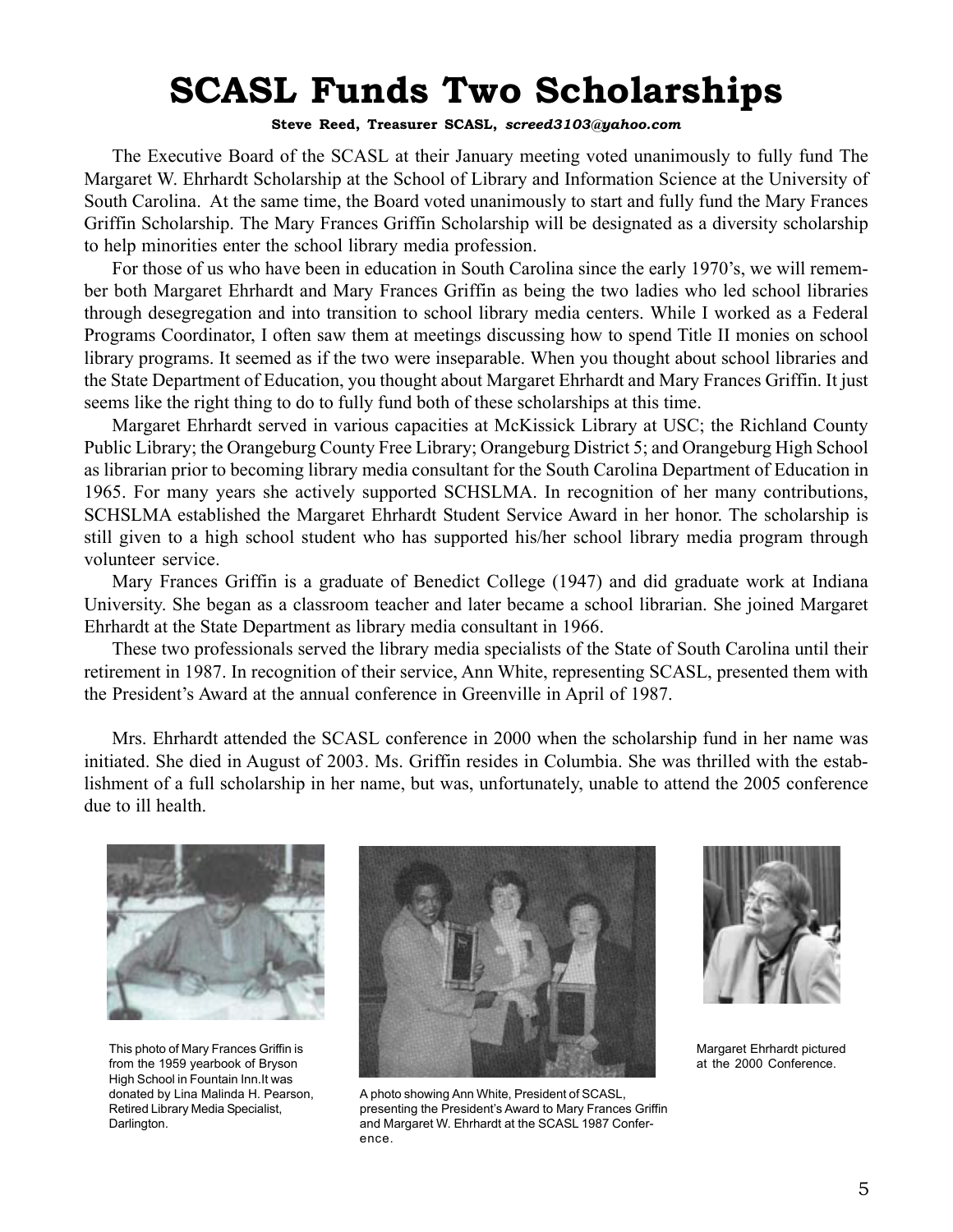# SCASL Funds Two Scholarships

**Steve Reed, Treasurer SCASL, *screed3103@yahoo.com***

The Executive Board of the SCASL at their January meeting voted unanimously to fully fund The Margaret W. Ehrhardt Scholarship at the School of Library and Information Science at the University of South Carolina. At the same time, the Board voted unanimously to start and fully fund the Mary Frances Griffin Scholarship. The Mary Frances Griffin Scholarship will be designated as a diversity scholarship to help minorities enter the school library media profession.

For those of us who have been in education in South Carolina since the early 1970's, we will remember both Margaret Ehrhardt and Mary Frances Griffin as being the two ladies who led school libraries through desegregation and into transition to school library media centers. While I worked as a Federal Programs Coordinator, I often saw them at meetings discussing how to spend Title II monies on school library programs. It seemed as if the two were inseparable. When you thought about school libraries and the State Department of Education, you thought about Margaret Ehrhardt and Mary Frances Griffin. It just seems like the right thing to do to fully fund both of these scholarships at this time.

Margaret Ehrhardt served in various capacities at McKissick Library at USC; the Richland County Public Library; the Orangeburg County Free Library; Orangeburg District 5; and Orangeburg High School as librarian prior to becoming library media consultant for the South Carolina Department of Education in 1965. For many years she actively supported SCHSLMA. In recognition of her many contributions, SCHSLMA established the Margaret Ehrhardt Student Service Award in her honor. The scholarship is still given to a high school student who has supported his/her school library media program through volunteer service.

Mary Frances Griffin is a graduate of Benedict College (1947) and did graduate work at Indiana University. She began as a classroom teacher and later became a school librarian. She joined Margaret Ehrhardt at the State Department as library media consultant in 1966.

These two professionals served the library media specialists of the State of South Carolina until their retirement in 1987. In recognition of their service, Ann White, representing SCASL, presented them with the President's Award at the annual conference in Greenville in April of 1987.

Mrs. Ehrhardt attended the SCASL conference in 2000 when the scholarship fund in her name was initiated. She died in August of 2003. Ms. Griffin resides in Columbia. She was thrilled with the establishment of a full scholarship in her name, but was, unfortunately, unable to attend the 2005 conference due to ill health.

This photo of Mary Frances Griffin is from the 1959 yearbook of Bryson High School in Fountain Inn.It was donated by Lina Malinda H. Pearson, Retired Library Media Specialist, Darlington.

A photo showing Ann White, President of SCASL, presenting the President's Award to Mary Frances Griffin and Margaret W. Ehrhardt at the SCASL 1987 Conference.

Margaret Ehrhardt pictured at the 2000 Conference.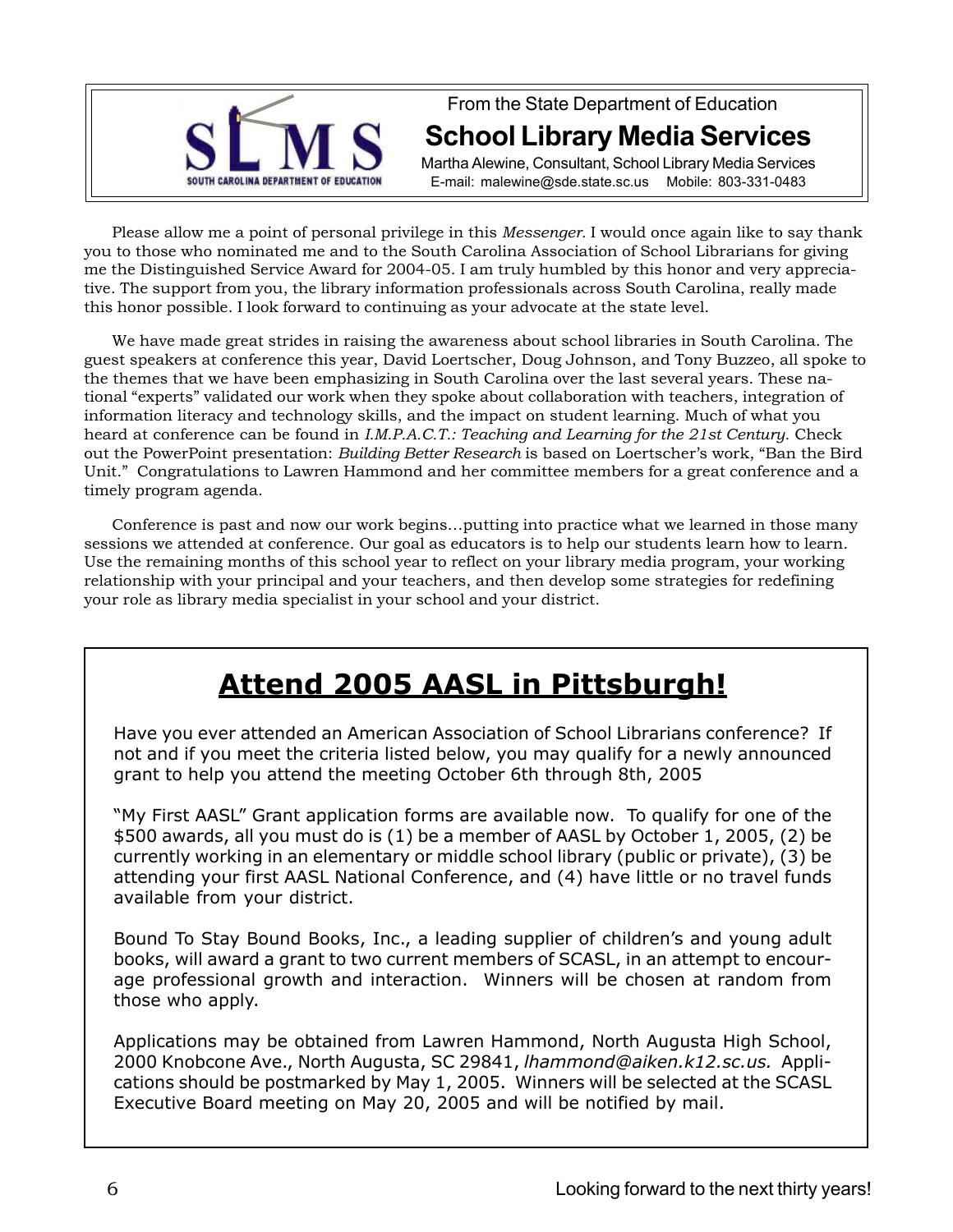From the State Department of Education

## School Library Media Services

Martha Alewine, Consultant, School Library Media Services
E-mail: malewine@sde.state.sc.us Mobile: 803-331-0483

Please allow me a point of personal privilege in this *Messenger*. I would once again like to say thank you to those who nominated me and to the South Carolina Association of School Librarians for giving me the Distinguished Service Award for 2004-05. I am truly humbled by this honor and very appreciative. The support from you, the library information professionals across South Carolina, really made this honor possible. I look forward to continuing as your advocate at the state level.

We have made great strides in raising the awareness about school libraries in South Carolina. The guest speakers at conference this year, David Loertscher, Doug Johnson, and Tony Buzzeo, all spoke to the themes that we have been emphasizing in South Carolina over the last several years. These national "experts" validated our work when they spoke about collaboration with teachers, integration of information literacy and technology skills, and the impact on student learning. Much of what you heard at conference can be found in *I.M.P.A.C.T.: Teaching and Learning for the 21st Century.* Check out the PowerPoint presentation: *Building Better Research* is based on Loertscher's work, "Ban the Bird Unit." Congratulations to Lawren Hammond and her committee members for a great conference and a timely program agenda.

Conference is past and now our work begins…putting into practice what we learned in those many sessions we attended at conference. Our goal as educators is to help our students learn how to learn. Use the remaining months of this school year to reflect on your library media program, your working relationship with your principal and your teachers, and then develop some strategies for redefining your role as library media specialist in your school and your district.

## Attend 2005 AASL in Pittsburgh!

Have you ever attended an American Association of School Librarians conference? If not and if you meet the criteria listed below, you may qualify for a newly announced grant to help you attend the meeting October 6th through 8th, 2005

"My First AASL" Grant application forms are available now. To qualify for one of the $500 awards, all you must do is (1) be a member of AASL by October 1, 2005, (2) be currently working in an elementary or middle school library (public or private), (3) be attending your first AASL National Conference, and (4) have little or no travel funds available from your district.

Bound To Stay Bound Books, Inc., a leading supplier of children's and young adult books, will award a grant to two current members of SCASL, in an attempt to encourage professional growth and interaction. Winners will be chosen at random from those who apply.

Applications may be obtained from Lawren Hammond, North Augusta High School, 2000 Knobcone Ave., North Augusta, SC 29841, *lhammond@aiken.k12.sc.us.* Applications should be postmarked by May 1, 2005. Winners will be selected at the SCASL Executive Board meeting on May 20, 2005 and will be notified by mail.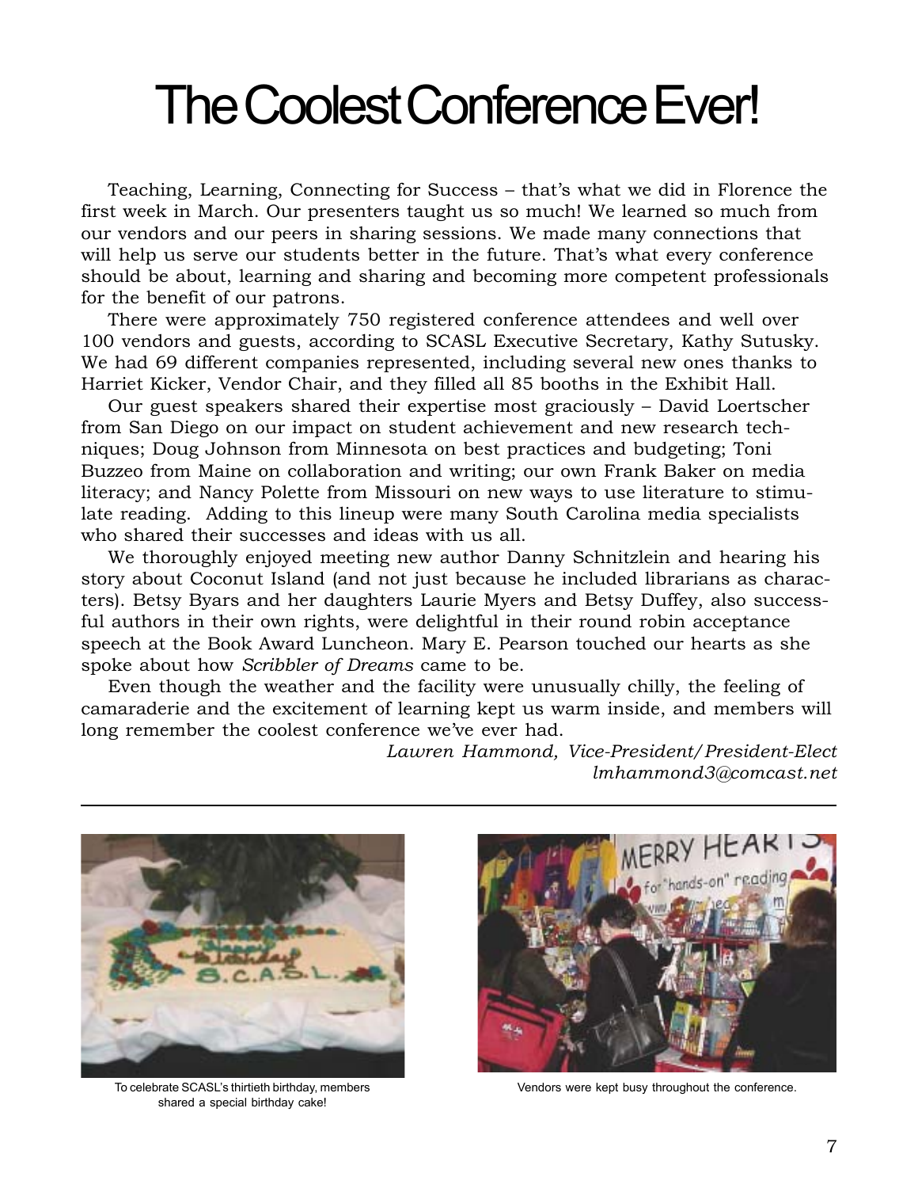# The Coolest Conference Ever!

Teaching, Learning, Connecting for Success – that's what we did in Florence the first week in March. Our presenters taught us so much! We learned so much from our vendors and our peers in sharing sessions. We made many connections that will help us serve our students better in the future. That's what every conference should be about, learning and sharing and becoming more competent professionals for the benefit of our patrons.

There were approximately 750 registered conference attendees and well over 100 vendors and guests, according to SCASL Executive Secretary, Kathy Sutusky. We had 69 different companies represented, including several new ones thanks to Harriet Kicker, Vendor Chair, and they filled all 85 booths in the Exhibit Hall.

Our guest speakers shared their expertise most graciously – David Loertscher from San Diego on our impact on student achievement and new research techniques; Doug Johnson from Minnesota on best practices and budgeting; Toni Buzzeo from Maine on collaboration and writing; our own Frank Baker on media literacy; and Nancy Polette from Missouri on new ways to use literature to stimulate reading. Adding to this lineup were many South Carolina media specialists who shared their successes and ideas with us all.

We thoroughly enjoyed meeting new author Danny Schnitzlein and hearing his story about Coconut Island (and not just because he included librarians as characters). Betsy Byars and her daughters Laurie Myers and Betsy Duffey, also successful authors in their own rights, were delightful in their round robin acceptance speech at the Book Award Luncheon. Mary E. Pearson touched our hearts as she spoke about how *Scribbler of Dreams* came to be.

Even though the weather and the facility were unusually chilly, the feeling of camaraderie and the excitement of learning kept us warm inside, and members will long remember the coolest conference we've ever had.

*Lawren Hammond, Vice-President/President-Elect*
*lmhammond3@comcast.net*

---

To celebrate SCASL's thirtieth birthday, members shared a special birthday cake!

Vendors were kept busy throughout the conference.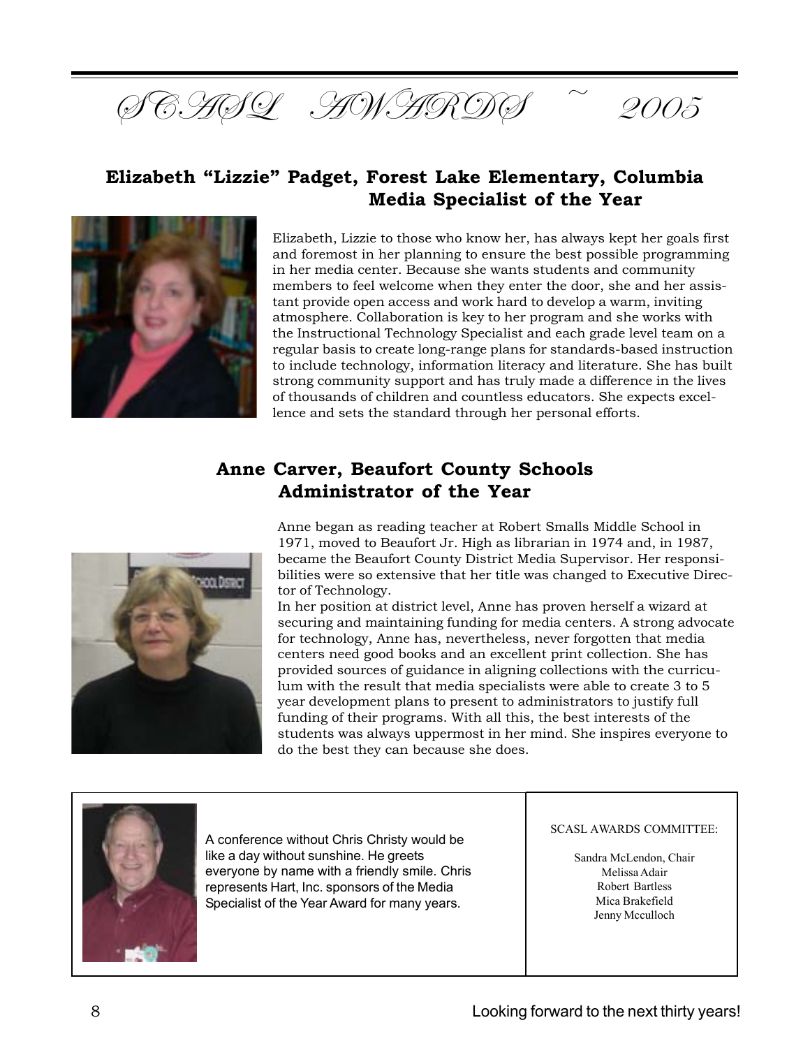# SCASL AWARDS ~ 2005

## Elizabeth "Lizzie" Padget, Forest Lake Elementary, Columbia
## Media Specialist of the Year

Elizabeth, Lizzie to those who know her, has always kept her goals first and foremost in her planning to ensure the best possible programming in her media center. Because she wants students and community members to feel welcome when they enter the door, she and her assistant provide open access and work hard to develop a warm, inviting atmosphere. Collaboration is key to her program and she works with the Instructional Technology Specialist and each grade level team on a regular basis to create long-range plans for standards-based instruction to include technology, information literacy and literature. She has built strong community support and has truly made a difference in the lives of thousands of children and countless educators. She expects excellence and sets the standard through her personal efforts.

## Anne Carver, Beaufort County Schools
## Administrator of the Year

Anne began as reading teacher at Robert Smalls Middle School in 1971, moved to Beaufort Jr. High as librarian in 1974 and, in 1987, became the Beaufort County District Media Supervisor. Her responsibilities were so extensive that her title was changed to Executive Director of Technology.

In her position at district level, Anne has proven herself a wizard at securing and maintaining funding for media centers. A strong advocate for technology, Anne has, nevertheless, never forgotten that media centers need good books and an excellent print collection. She has provided sources of guidance in aligning collections with the curriculum with the result that media specialists were able to create 3 to 5 year development plans to present to administrators to justify full funding of their programs. With all this, the best interests of the students was always uppermost in her mind. She inspires everyone to do the best they can because she does.

A conference without Chris Christy would be like a day without sunshine. He greets everyone by name with a friendly smile. Chris represents Hart, Inc. sponsors of the Media Specialist of the Year Award for many years.

SCASL AWARDS COMMITTEE:

Sandra McLendon, Chair
Melissa Adair
Robert Bartless
Mica Brakefield
Jenny Mcculloch

Looking forward to the next thirty years!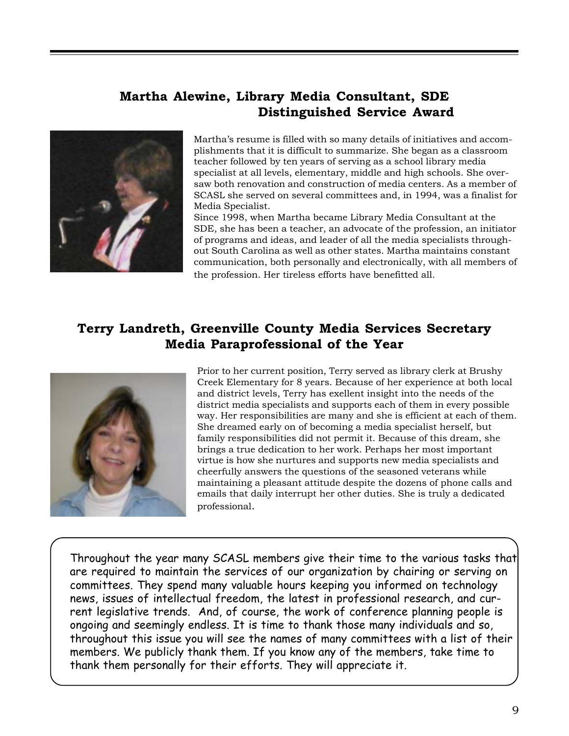## Martha Alewine, Library Media Consultant, SDE
## Distinguished Service Award

Martha's resume is filled with so many details of initiatives and accomplishments that it is difficult to summarize. She began as a classroom teacher followed by ten years of serving as a school library media specialist at all levels, elementary, middle and high schools. She oversaw both renovation and construction of media centers. As a member of SCASL she served on several committees and, in 1994, was a finalist for Media Specialist.

Since 1998, when Martha became Library Media Consultant at the SDE, she has been a teacher, an advocate of the profession, an initiator of programs and ideas, and leader of all the media specialists throughout South Carolina as well as other states. Martha maintains constant communication, both personally and electronically, with all members of the profession. Her tireless efforts have benefitted all.

## Terry Landreth, Greenville County Media Services Secretary
## Media Paraprofessional of the Year

Prior to her current position, Terry served as library clerk at Brushy Creek Elementary for 8 years. Because of her experience at both local and district levels, Terry has exellent insight into the needs of the district media specialists and supports each of them in every possible way. Her responsibilities are many and she is efficient at each of them. She dreamed early on of becoming a media specialist herself, but family responsibilities did not permit it. Because of this dream, she brings a true dedication to her work. Perhaps her most important virtue is how she nurtures and supports new media specialists and cheerfully answers the questions of the seasoned veterans while maintaining a pleasant attitude despite the dozens of phone calls and emails that daily interrupt her other duties. She is truly a dedicated professional.

Throughout the year many SCASL members give their time to the various tasks that are required to maintain the services of our organization by chairing or serving on committees. They spend many valuable hours keeping you informed on technology news, issues of intellectual freedom, the latest in professional research, and current legislative trends. And, of course, the work of conference planning people is ongoing and seemingly endless. It is time to thank those many individuals and so, throughout this issue you will see the names of many committees with a list of their members. We publicly thank them. If you know any of the members, take time to thank them personally for their efforts. They will appreciate it.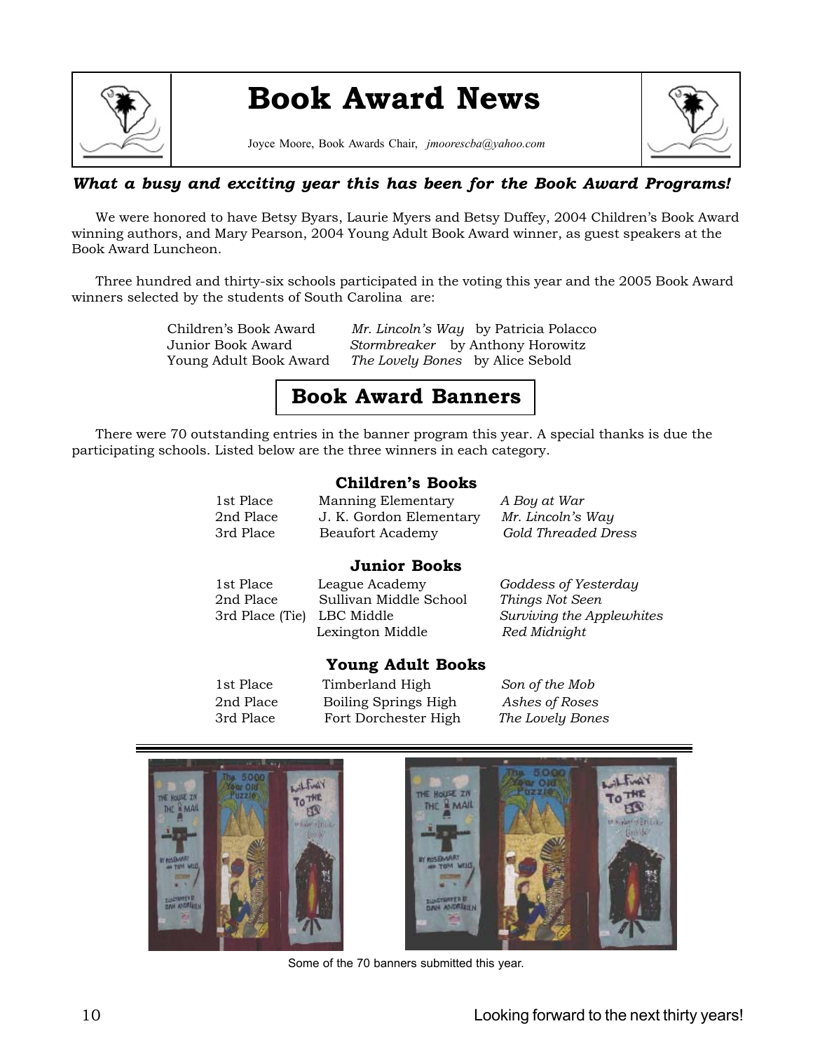# Book Award News

Joyce Moore, Book Awards Chair, *jmoorescba@yahoo.com*

***What a busy and exciting year this has been for the Book Award Programs!***

We were honored to have Betsy Byars, Laurie Myers and Betsy Duffey, 2004 Children's Book Award winning authors, and Mary Pearson, 2004 Young Adult Book Award winner, as guest speakers at the Book Award Luncheon.

Three hundred and thirty-six schools participated in the voting this year and the 2005 Book Award winners selected by the students of South Carolina are:

| | |
|---|---|
| Children's Book Award | *Mr. Lincoln's Way* by Patricia Polacco |
| Junior Book Award | *Stormbreaker* by Anthony Horowitz |
| Young Adult Book Award | *The Lovely Bones* by Alice Sebold |

## Book Award Banners

There were 70 outstanding entries in the banner program this year. A special thanks is due the participating schools. Listed below are the three winners in each category.

### Children's Books

| | | |
|---|---|---|
| 1st Place | Manning Elementary | *A Boy at War* |
| 2nd Place | J. K. Gordon Elementary | *Mr. Lincoln's Way* |
| 3rd Place | Beaufort Academy | *Gold Threaded Dress* |

### Junior Books

| | | |
|---|---|---|
| 1st Place | League Academy | *Goddess of Yesterday* |
| 2nd Place | Sullivan Middle School | *Things Not Seen* |
| 3rd Place (Tie) | LBC Middle | *Surviving the Applewhites* |
| | Lexington Middle | *Red Midnight* |

### Young Adult Books

| | | |
|---|---|---|
| 1st Place | Timberland High | *Son of the Mob* |
| 2nd Place | Boiling Springs High | *Ashes of Roses* |
| 3rd Place | Fort Dorchester High | *The Lovely Bones* |

Some of the 70 banners submitted this year.

Looking forward to the next thirty years!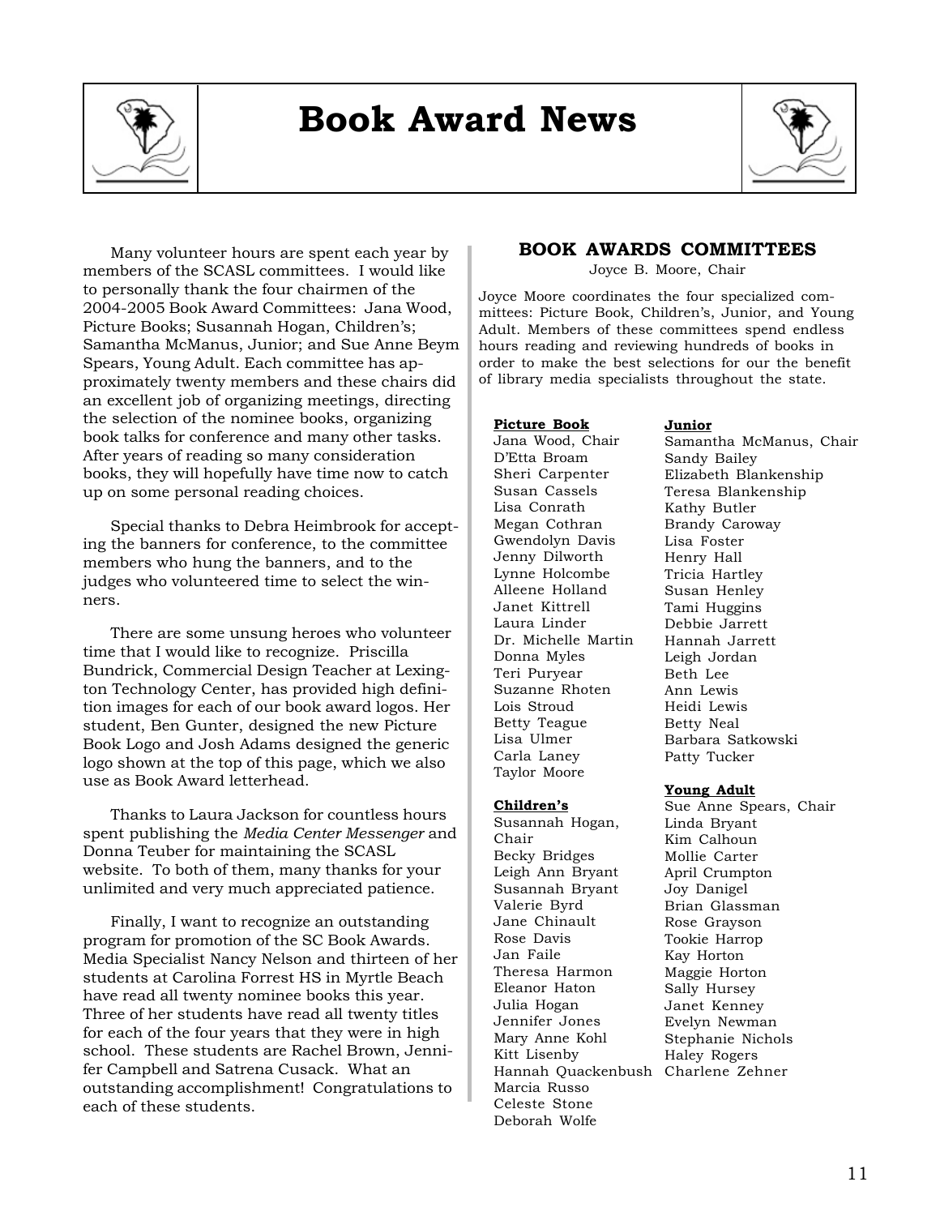# Book Award News

Many volunteer hours are spent each year by members of the SCASL committees. I would like to personally thank the four chairmen of the 2004-2005 Book Award Committees: Jana Wood, Picture Books; Susannah Hogan, Children's; Samantha McManus, Junior; and Sue Anne Beym Spears, Young Adult. Each committee has approximately twenty members and these chairs did an excellent job of organizing meetings, directing the selection of the nominee books, organizing book talks for conference and many other tasks. After years of reading so many consideration books, they will hopefully have time now to catch up on some personal reading choices.

Special thanks to Debra Heimbrook for accepting the banners for conference, to the committee members who hung the banners, and to the judges who volunteered time to select the winners.

There are some unsung heroes who volunteer time that I would like to recognize. Priscilla Bundrick, Commercial Design Teacher at Lexington Technology Center, has provided high definition images for each of our book award logos. Her student, Ben Gunter, designed the new Picture Book Logo and Josh Adams designed the generic logo shown at the top of this page, which we also use as Book Award letterhead.

Thanks to Laura Jackson for countless hours spent publishing the *Media Center Messenger* and Donna Teuber for maintaining the SCASL website. To both of them, many thanks for your unlimited and very much appreciated patience.

Finally, I want to recognize an outstanding program for promotion of the SC Book Awards. Media Specialist Nancy Nelson and thirteen of her students at Carolina Forrest HS in Myrtle Beach have read all twenty nominee books this year. Three of her students have read all twenty titles for each of the four years that they were in high school. These students are Rachel Brown, Jennifer Campbell and Satrena Cusack. What an outstanding accomplishment! Congratulations to each of these students.

## BOOK AWARDS COMMITTEES

Joyce B. Moore, Chair

Joyce Moore coordinates the four specialized committees: Picture Book, Children's, Junior, and Young Adult. Members of these committees spend endless hours reading and reviewing hundreds of books in order to make the best selections for our the benefit of library media specialists throughout the state.

**Picture Book**

Jana Wood, Chair
D'Etta Broam
Sheri Carpenter
Susan Cassels
Lisa Conrath
Megan Cothran
Gwendolyn Davis
Jenny Dilworth
Lynne Holcombe
Alleene Holland
Janet Kittrell
Laura Linder
Dr. Michelle Martin
Donna Myles
Teri Puryear
Suzanne Rhoten
Lois Stroud
Betty Teague
Lisa Ulmer
Carla Laney
Taylor Moore

**Children's**

Susannah Hogan, Chair
Becky Bridges
Leigh Ann Bryant
Susannah Bryant
Valerie Byrd
Jane Chinault
Rose Davis
Jan Faile
Theresa Harmon
Eleanor Haton
Julia Hogan
Jennifer Jones
Mary Anne Kohl
Kitt Lisenby
Hannah Quackenbush
Marcia Russo
Celeste Stone
Deborah Wolfe

**Junior**

Samantha McManus, Chair
Sandy Bailey
Elizabeth Blankenship
Teresa Blankenship
Kathy Butler
Brandy Caroway
Lisa Foster
Henry Hall
Tricia Hartley
Susan Henley
Tami Huggins
Debbie Jarrett
Hannah Jarrett
Leigh Jordan
Beth Lee
Ann Lewis
Heidi Lewis
Betty Neal
Barbara Satkowski
Patty Tucker

**Young Adult**

Sue Anne Spears, Chair
Linda Bryant
Kim Calhoun
Mollie Carter
April Crumpton
Joy Danigel
Brian Glassman
Rose Grayson
Tookie Harrop
Kay Horton
Maggie Horton
Sally Hursey
Janet Kenney
Evelyn Newman
Stephanie Nichols
Haley Rogers
Charlene Zehner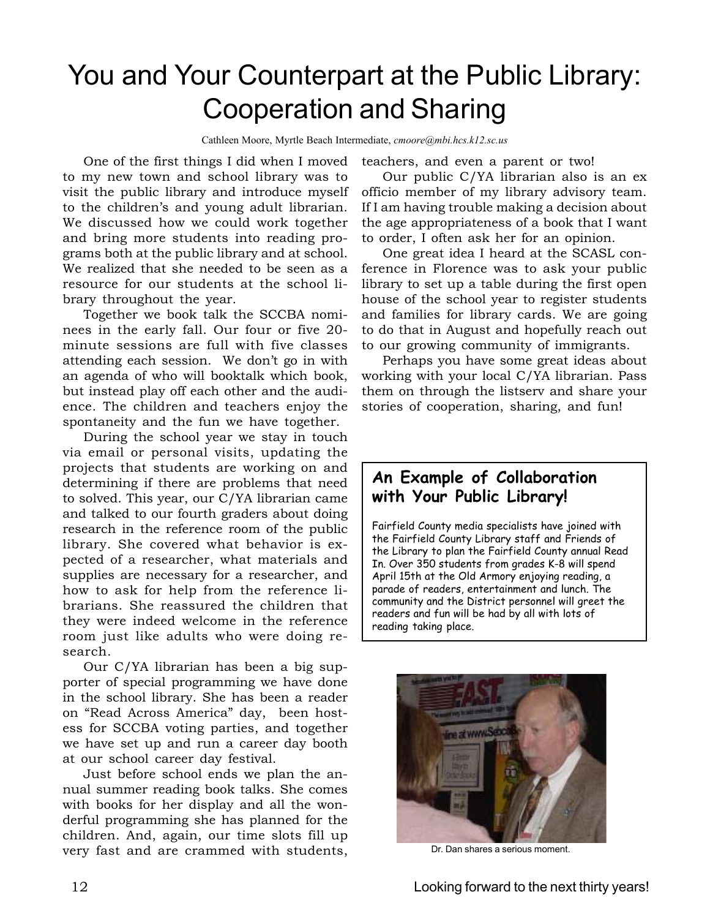# You and Your Counterpart at the Public Library: Cooperation and Sharing

Cathleen Moore, Myrtle Beach Intermediate, *cmoore@mbi.hcs.k12.sc.us*

One of the first things I did when I moved to my new town and school library was to visit the public library and introduce myself to the children's and young adult librarian. We discussed how we could work together and bring more students into reading programs both at the public library and at school. We realized that she needed to be seen as a resource for our students at the school library throughout the year.

Together we book talk the SCCBA nominees in the early fall. Our four or five 20-minute sessions are full with five classes attending each session. We don't go in with an agenda of who will booktalk which book, but instead play off each other and the audience. The children and teachers enjoy the spontaneity and the fun we have together.

During the school year we stay in touch via email or personal visits, updating the projects that students are working on and determining if there are problems that need to solved. This year, our C/YA librarian came and talked to our fourth graders about doing research in the reference room of the public library. She covered what behavior is expected of a researcher, what materials and supplies are necessary for a researcher, and how to ask for help from the reference librarians. She reassured the children that they were indeed welcome in the reference room just like adults who were doing research.

Our C/YA librarian has been a big supporter of special programming we have done in the school library. She has been a reader on "Read Across America" day, been hostess for SCCBA voting parties, and together we have set up and run a career day booth at our school career day festival.

Just before school ends we plan the annual summer reading book talks. She comes with books for her display and all the wonderful programming she has planned for the children. And, again, our time slots fill up very fast and are crammed with students, teachers, and even a parent or two!

Our public C/YA librarian also is an ex officio member of my library advisory team. If I am having trouble making a decision about the age appropriateness of a book that I want to order, I often ask her for an opinion.

One great idea I heard at the SCASL conference in Florence was to ask your public library to set up a table during the first open house of the school year to register students and families for library cards. We are going to do that in August and hopefully reach out to our growing community of immigrants.

Perhaps you have some great ideas about working with your local C/YA librarian. Pass them on through the listserv and share your stories of cooperation, sharing, and fun!

**An Example of Collaboration with Your Public Library!**

Fairfield County media specialists have joined with the Fairfield County Library staff and Friends of the Library to plan the Fairfield County annual Read In. Over 350 students from grades K-8 will spend April 15th at the Old Armory enjoying reading, a parade of readers, entertainment and lunch. The community and the District personnel will greet the readers and fun will be had by all with lots of reading taking place.

Dr. Dan shares a serious moment.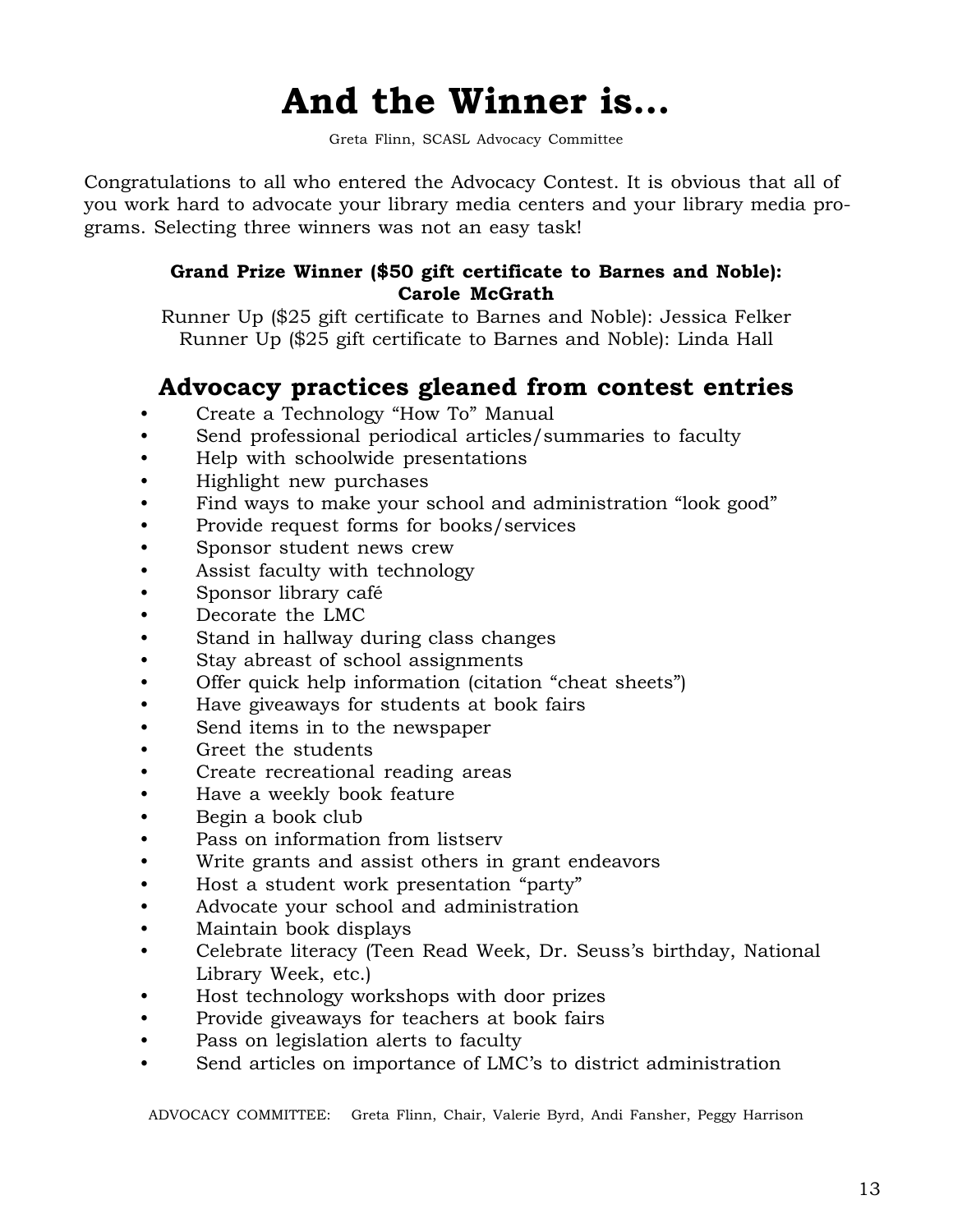# And the Winner is…

Greta Flinn, SCASL Advocacy Committee

Congratulations to all who entered the Advocacy Contest. It is obvious that all of you work hard to advocate your library media centers and your library media programs. Selecting three winners was not an easy task!

**Grand Prize Winner ($50 gift certificate to Barnes and Noble): Carole McGrath**

Runner Up ($25 gift certificate to Barnes and Noble): Jessica Felker
Runner Up ($25 gift certificate to Barnes and Noble): Linda Hall

## Advocacy practices gleaned from contest entries

- Create a Technology "How To" Manual
- Send professional periodical articles/summaries to faculty
- Help with schoolwide presentations
- Highlight new purchases
- Find ways to make your school and administration "look good"
- Provide request forms for books/services
- Sponsor student news crew
- Assist faculty with technology
- Sponsor library café
- Decorate the LMC
- Stand in hallway during class changes
- Stay abreast of school assignments
- Offer quick help information (citation "cheat sheets")
- Have giveaways for students at book fairs
- Send items in to the newspaper
- Greet the students
- Create recreational reading areas
- Have a weekly book feature
- Begin a book club
- Pass on information from listserv
- Write grants and assist others in grant endeavors
- Host a student work presentation "party"
- Advocate your school and administration
- Maintain book displays
- Celebrate literacy (Teen Read Week, Dr. Seuss's birthday, National Library Week, etc.)
- Host technology workshops with door prizes
- Provide giveaways for teachers at book fairs
- Pass on legislation alerts to faculty
- Send articles on importance of LMC's to district administration

ADVOCACY COMMITTEE: Greta Flinn, Chair, Valerie Byrd, Andi Fansher, Peggy Harrison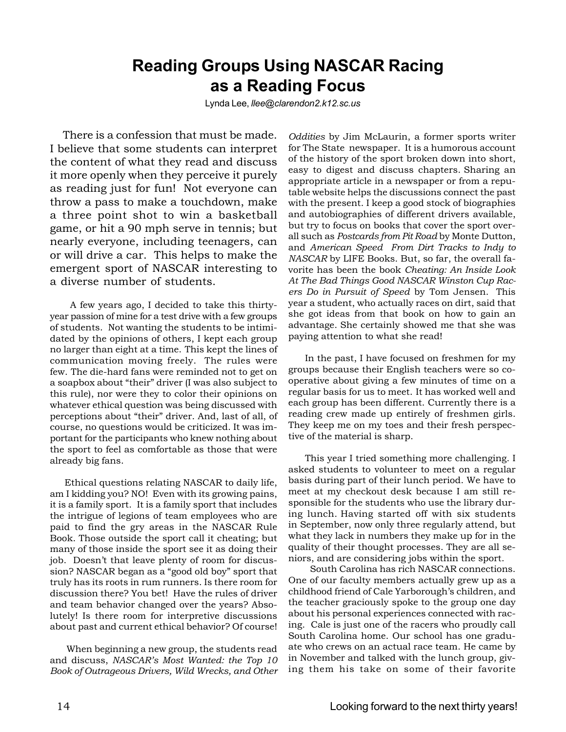# Reading Groups Using NASCAR Racing as a Reading Focus

Lynda Lee, *llee@clarendon2.k12.sc.us*

There is a confession that must be made. I believe that some students can interpret the content of what they read and discuss it more openly when they perceive it purely as reading just for fun! Not everyone can throw a pass to make a touchdown, make a three point shot to win a basketball game, or hit a 90 mph serve in tennis; but nearly everyone, including teenagers, can or will drive a car. This helps to make the emergent sport of NASCAR interesting to a diverse number of students.

A few years ago, I decided to take this thirty-year passion of mine for a test drive with a few groups of students. Not wanting the students to be intimidated by the opinions of others, I kept each group no larger than eight at a time. This kept the lines of communication moving freely. The rules were few. The die-hard fans were reminded not to get on a soapbox about "their" driver (I was also subject to this rule), nor were they to color their opinions on whatever ethical question was being discussed with perceptions about "their" driver. And, last of all, of course, no questions would be criticized. It was important for the participants who knew nothing about the sport to feel as comfortable as those that were already big fans.

Ethical questions relating NASCAR to daily life, am I kidding you? NO! Even with its growing pains, it is a family sport. It is a family sport that includes the intrigue of legions of team employees who are paid to find the gry areas in the NASCAR Rule Book. Those outside the sport call it cheating; but many of those inside the sport see it as doing their job. Doesn't that leave plenty of room for discussion? NASCAR began as a "good old boy" sport that truly has its roots in rum runners. Is there room for discussion there? You bet! Have the rules of driver and team behavior changed over the years? Absolutely! Is there room for interpretive discussions about past and current ethical behavior? Of course!

When beginning a new group, the students read and discuss, *NASCAR's Most Wanted: the Top 10 Book of Outrageous Drivers, Wild Wrecks, and Other Oddities* by Jim McLaurin, a former sports writer for The State newspaper. It is a humorous account of the history of the sport broken down into short, easy to digest and discuss chapters. Sharing an appropriate article in a newspaper or from a reputable website helps the discussions connect the past with the present. I keep a good stock of biographies and autobiographies of different drivers available, but try to focus on books that cover the sport overall such as *Postcards from Pit Road* by Monte Dutton, and *American Speed From Dirt Tracks to Indy to NASCAR* by LIFE Books. But, so far, the overall favorite has been the book *Cheating: An Inside Look At The Bad Things Good NASCAR Winston Cup Racers Do in Pursuit of Speed* by Tom Jensen. This year a student, who actually races on dirt, said that she got ideas from that book on how to gain an advantage. She certainly showed me that she was paying attention to what she read!

In the past, I have focused on freshmen for my groups because their English teachers were so cooperative about giving a few minutes of time on a regular basis for us to meet. It has worked well and each group has been different. Currently there is a reading crew made up entirely of freshmen girls. They keep me on my toes and their fresh perspective of the material is sharp.

This year I tried something more challenging. I asked students to volunteer to meet on a regular basis during part of their lunch period. We have to meet at my checkout desk because I am still responsible for the students who use the library during lunch. Having started off with six students in September, now only three regularly attend, but what they lack in numbers they make up for in the quality of their thought processes. They are all seniors, and are considering jobs within the sport.

South Carolina has rich NASCAR connections. One of our faculty members actually grew up as a childhood friend of Cale Yarborough's children, and the teacher graciously spoke to the group one day about his personal experiences connected with racing. Cale is just one of the racers who proudly call South Carolina home. Our school has one graduate who crews on an actual race team. He came by in November and talked with the lunch group, giving them his take on some of their favorite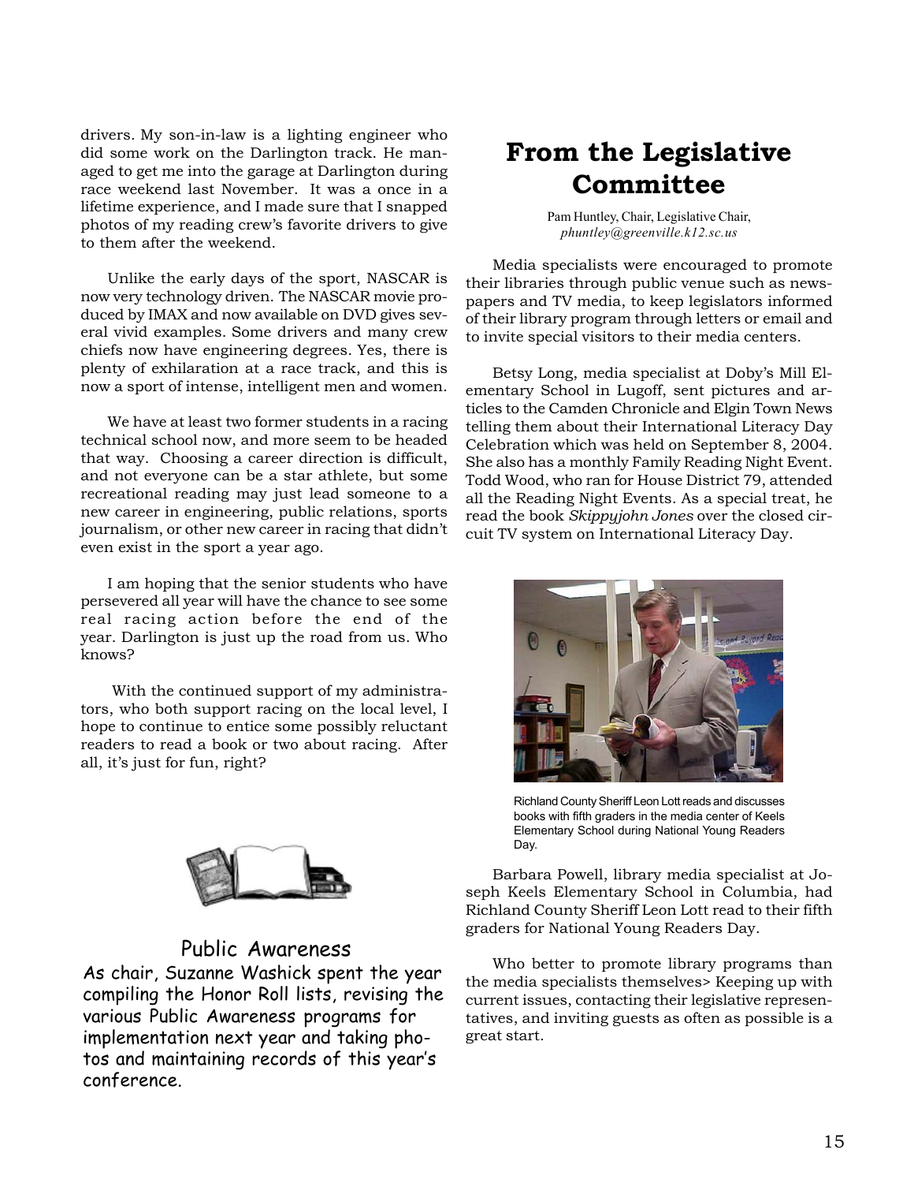drivers. My son-in-law is a lighting engineer who did some work on the Darlington track. He managed to get me into the garage at Darlington during race weekend last November. It was a once in a lifetime experience, and I made sure that I snapped photos of my reading crew's favorite drivers to give to them after the weekend.

Unlike the early days of the sport, NASCAR is now very technology driven. The NASCAR movie produced by IMAX and now available on DVD gives several vivid examples. Some drivers and many crew chiefs now have engineering degrees. Yes, there is plenty of exhilaration at a race track, and this is now a sport of intense, intelligent men and women.

We have at least two former students in a racing technical school now, and more seem to be headed that way. Choosing a career direction is difficult, and not everyone can be a star athlete, but some recreational reading may just lead someone to a new career in engineering, public relations, sports journalism, or other new career in racing that didn't even exist in the sport a year ago.

I am hoping that the senior students who have persevered all year will have the chance to see some real racing action before the end of the year. Darlington is just up the road from us. Who knows?

With the continued support of my administrators, who both support racing on the local level, I hope to continue to entice some possibly reluctant readers to read a book or two about racing. After all, it's just for fun, right?

## Public Awareness

As chair, Suzanne Washick spent the year compiling the Honor Roll lists, revising the various Public Awareness programs for implementation next year and taking photos and maintaining records of this year's conference.

# From the Legislative Committee

Pam Huntley, Chair, Legislative Chair,
*phuntley@greenville.k12.sc.us*

Media specialists were encouraged to promote their libraries through public venue such as newspapers and TV media, to keep legislators informed of their library program through letters or email and to invite special visitors to their media centers.

Betsy Long, media specialist at Doby's Mill Elementary School in Lugoff, sent pictures and articles to the Camden Chronicle and Elgin Town News telling them about their International Literacy Day Celebration which was held on September 8, 2004. She also has a monthly Family Reading Night Event. Todd Wood, who ran for House District 79, attended all the Reading Night Events. As a special treat, he read the book *Skippyjohn Jones* over the closed circuit TV system on International Literacy Day.

Richland County Sheriff Leon Lott reads and discusses books with fifth graders in the media center of Keels Elementary School during National Young Readers Day.

Barbara Powell, library media specialist at Joseph Keels Elementary School in Columbia, had Richland County Sheriff Leon Lott read to their fifth graders for National Young Readers Day.

Who better to promote library programs than the media specialists themselves> Keeping up with current issues, contacting their legislative representatives, and inviting guests as often as possible is a great start.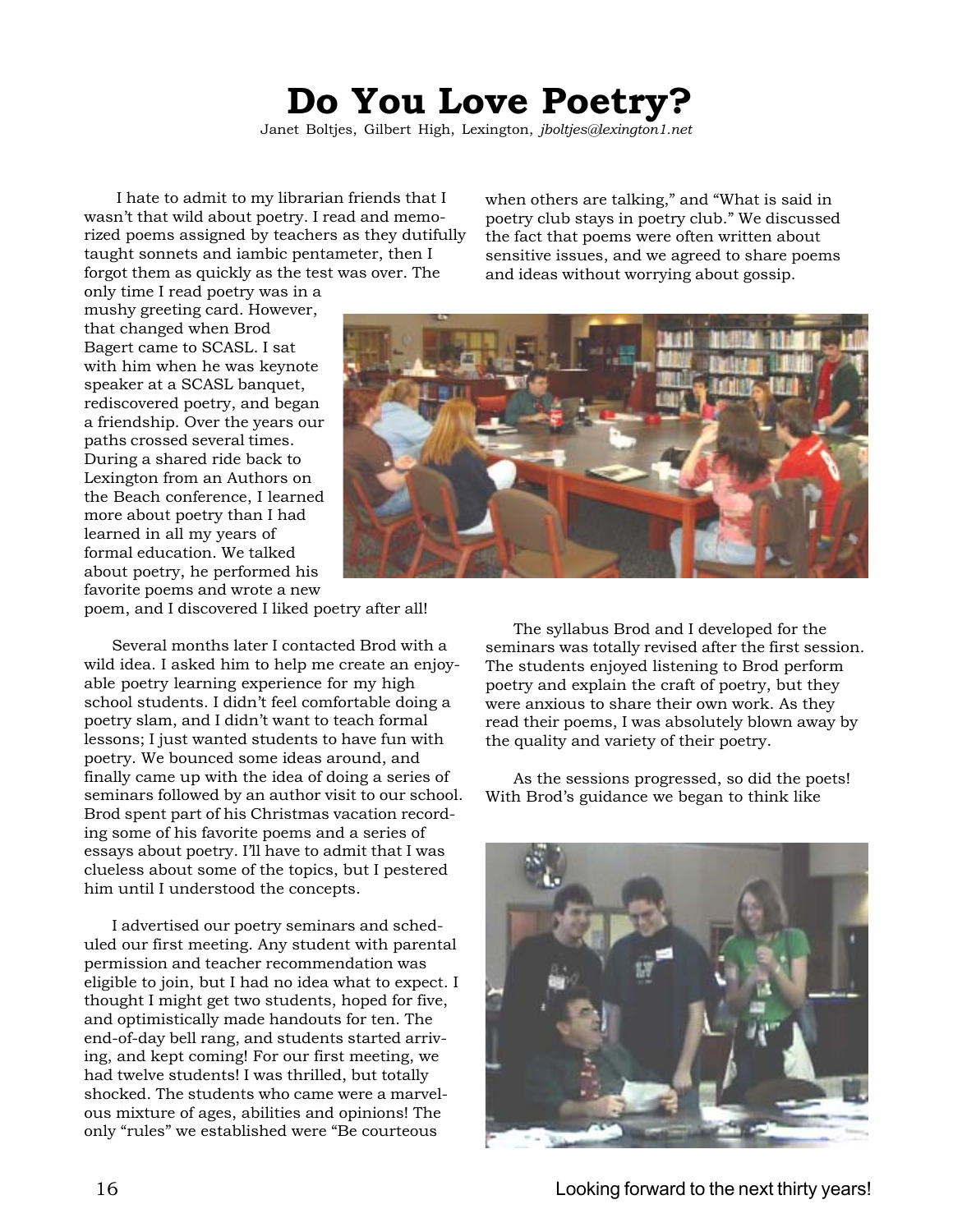# Do You Love Poetry?

Janet Boltjes, Gilbert High, Lexington, *jboltjes@lexington1.net*

I hate to admit to my librarian friends that I wasn't that wild about poetry. I read and memorized poems assigned by teachers as they dutifully taught sonnets and iambic pentameter, then I forgot them as quickly as the test was over. The only time I read poetry was in a mushy greeting card. However, that changed when Brod Bagert came to SCASL. I sat with him when he was keynote speaker at a SCASL banquet, rediscovered poetry, and began a friendship. Over the years our paths crossed several times. During a shared ride back to Lexington from an Authors on the Beach conference, I learned more about poetry than I had learned in all my years of formal education. We talked about poetry, he performed his favorite poems and wrote a new poem, and I discovered I liked poetry after all!

Several months later I contacted Brod with a wild idea. I asked him to help me create an enjoyable poetry learning experience for my high school students. I didn't feel comfortable doing a poetry slam, and I didn't want to teach formal lessons; I just wanted students to have fun with poetry. We bounced some ideas around, and finally came up with the idea of doing a series of seminars followed by an author visit to our school. Brod spent part of his Christmas vacation recording some of his favorite poems and a series of essays about poetry. I'll have to admit that I was clueless about some of the topics, but I pestered him until I understood the concepts.

I advertised our poetry seminars and scheduled our first meeting. Any student with parental permission and teacher recommendation was eligible to join, but I had no idea what to expect. I thought I might get two students, hoped for five, and optimistically made handouts for ten. The end-of-day bell rang, and students started arriving, and kept coming! For our first meeting, we had twelve students! I was thrilled, but totally shocked. The students who came were a marvelous mixture of ages, abilities and opinions! The only "rules" we established were "Be courteous when others are talking," and "What is said in poetry club stays in poetry club." We discussed the fact that poems were often written about sensitive issues, and we agreed to share poems and ideas without worrying about gossip.

The syllabus Brod and I developed for the seminars was totally revised after the first session. The students enjoyed listening to Brod perform poetry and explain the craft of poetry, but they were anxious to share their own work. As they read their poems, I was absolutely blown away by the quality and variety of their poetry.

As the sessions progressed, so did the poets! With Brod's guidance we began to think like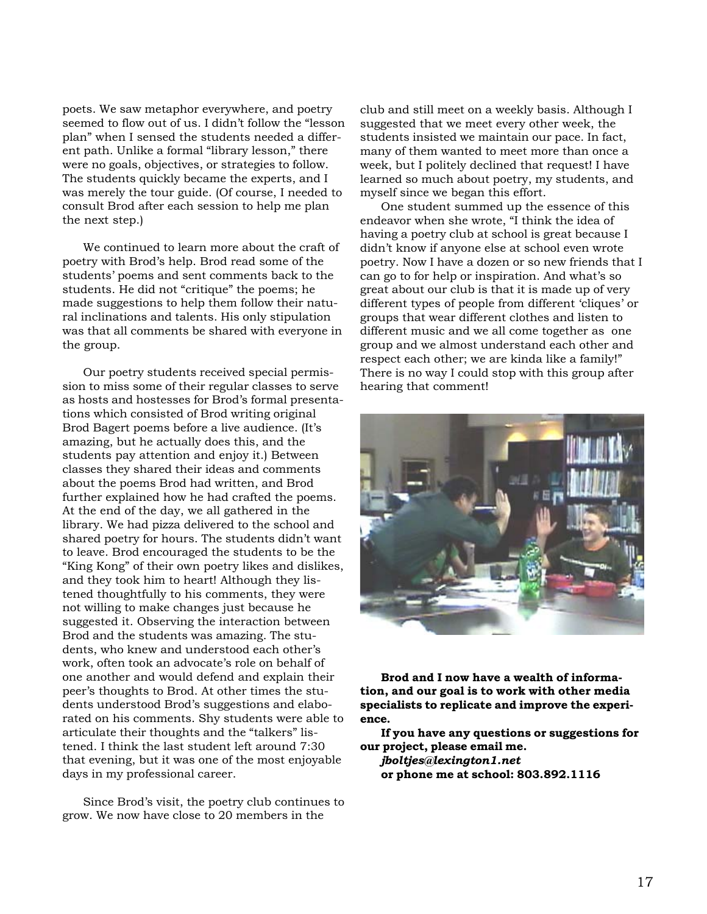poets. We saw metaphor everywhere, and poetry seemed to flow out of us. I didn't follow the "lesson plan" when I sensed the students needed a different path. Unlike a formal "library lesson," there were no goals, objectives, or strategies to follow. The students quickly became the experts, and I was merely the tour guide. (Of course, I needed to consult Brod after each session to help me plan the next step.)

We continued to learn more about the craft of poetry with Brod's help. Brod read some of the students' poems and sent comments back to the students. He did not "critique" the poems; he made suggestions to help them follow their natural inclinations and talents. His only stipulation was that all comments be shared with everyone in the group.

Our poetry students received special permission to miss some of their regular classes to serve as hosts and hostesses for Brod's formal presentations which consisted of Brod writing original Brod Bagert poems before a live audience. (It's amazing, but he actually does this, and the students pay attention and enjoy it.) Between classes they shared their ideas and comments about the poems Brod had written, and Brod further explained how he had crafted the poems. At the end of the day, we all gathered in the library. We had pizza delivered to the school and shared poetry for hours. The students didn't want to leave. Brod encouraged the students to be the "King Kong" of their own poetry likes and dislikes, and they took him to heart! Although they listened thoughtfully to his comments, they were not willing to make changes just because he suggested it. Observing the interaction between Brod and the students was amazing. The students, who knew and understood each other's work, often took an advocate's role on behalf of one another and would defend and explain their peer's thoughts to Brod. At other times the students understood Brod's suggestions and elaborated on his comments. Shy students were able to articulate their thoughts and the "talkers" listened. I think the last student left around 7:30 that evening, but it was one of the most enjoyable days in my professional career.

Since Brod's visit, the poetry club continues to grow. We now have close to 20 members in the club and still meet on a weekly basis. Although I suggested that we meet every other week, the students insisted we maintain our pace. In fact, many of them wanted to meet more than once a week, but I politely declined that request! I have learned so much about poetry, my students, and myself since we began this effort.

One student summed up the essence of this endeavor when she wrote, "I think the idea of having a poetry club at school is great because I didn't know if anyone else at school even wrote poetry. Now I have a dozen or so new friends that I can go to for help or inspiration. And what's so great about our club is that it is made up of very different types of people from different 'cliques' or groups that wear different clothes and listen to different music and we all come together as one group and we almost understand each other and respect each other; we are kinda like a family!" There is no way I could stop with this group after hearing that comment!

**Brod and I now have a wealth of information, and our goal is to work with other media specialists to replicate and improve the experience.**

**If you have any questions or suggestions for our project, please email me.**

***jboltjes@lexington1.net***

**or phone me at school: 803.892.1116**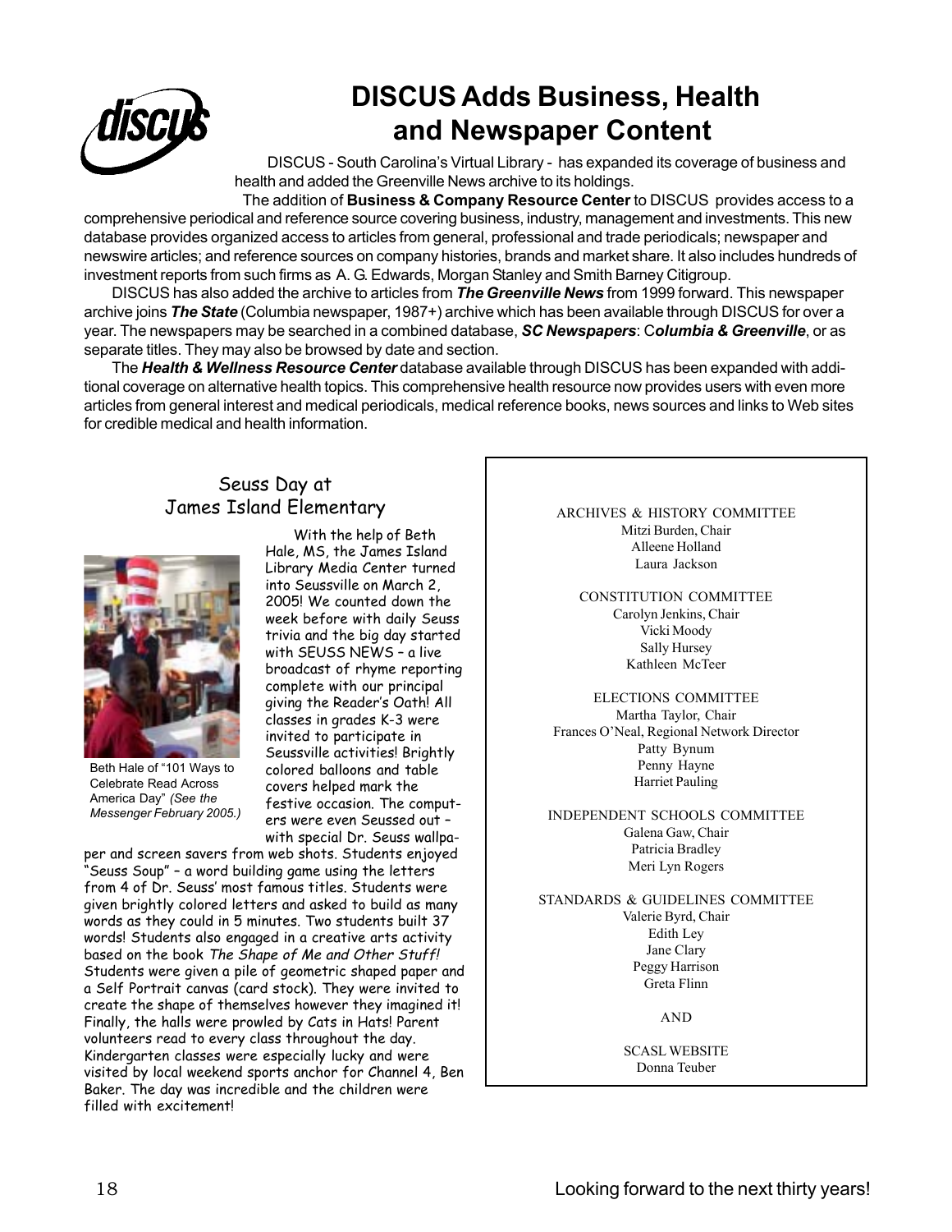# DISCUS Adds Business, Health and Newspaper Content

DISCUS - South Carolina's Virtual Library - has expanded its coverage of business and health and added the Greenville News archive to its holdings.

The addition of **Business & Company Resource Center** to DISCUS provides access to a comprehensive periodical and reference source covering business, industry, management and investments. This new database provides organized access to articles from general, professional and trade periodicals; newspaper and newswire articles; and reference sources on company histories, brands and market share. It also includes hundreds of investment reports from such firms as A. G. Edwards, Morgan Stanley and Smith Barney Citigroup.

DISCUS has also added the archive to articles from ***The Greenville News*** from 1999 forward. This newspaper archive joins ***The State*** (Columbia newspaper, 1987+) archive which has been available through DISCUS for over a year. The newspapers may be searched in a combined database, ***SC Newspapers***: C***olumbia & Greenville***, or as separate titles. They may also be browsed by date and section.

The ***Health & Wellness Resource Center*** database available through DISCUS has been expanded with additional coverage on alternative health topics. This comprehensive health resource now provides users with even more articles from general interest and medical periodicals, medical reference books, news sources and links to Web sites for credible medical and health information.

## Seuss Day at James Island Elementary

Beth Hale of "101 Ways to Celebrate Read Across America Day" *(See the Messenger February 2005.)*

With the help of Beth Hale, MS, the James Island Library Media Center turned into Seussville on March 2, 2005! We counted down the week before with daily Seuss trivia and the big day started with SEUSS NEWS – a live broadcast of rhyme reporting complete with our principal giving the Reader's Oath! All classes in grades K-3 were invited to participate in Seussville activities! Brightly colored balloons and table covers helped mark the festive occasion. The computers were even Seussed out – with special Dr. Seuss wallpaper and screen savers from web shots. Students enjoyed "Seuss Soup" – a word building game using the letters from 4 of Dr. Seuss' most famous titles. Students were given brightly colored letters and asked to build as many words as they could in 5 minutes. Two students built 37 words! Students also engaged in a creative arts activity based on the book *The Shape of Me and Other Stuff!* Students were given a pile of geometric shaped paper and a Self Portrait canvas (card stock). They were invited to create the shape of themselves however they imagined it! Finally, the halls were prowled by Cats in Hats! Parent volunteers read to every class throughout the day. Kindergarten classes were especially lucky and were visited by local weekend sports anchor for Channel 4, Ben Baker. The day was incredible and the children were filled with excitement!

ARCHIVES & HISTORY COMMITTEE
Mitzi Burden, Chair
Alleene Holland
Laura Jackson

CONSTITUTION COMMITTEE
Carolyn Jenkins, Chair
Vicki Moody
Sally Hursey
Kathleen McTeer

ELECTIONS COMMITTEE
Martha Taylor, Chair
Frances O'Neal, Regional Network Director
Patty Bynum
Penny Hayne
Harriet Pauling

INDEPENDENT SCHOOLS COMMITTEE
Galena Gaw, Chair
Patricia Bradley
Meri Lyn Rogers

STANDARDS & GUIDELINES COMMITTEE
Valerie Byrd, Chair
Edith Ley
Jane Clary
Peggy Harrison
Greta Flinn

AND

SCASL WEBSITE
Donna Teuber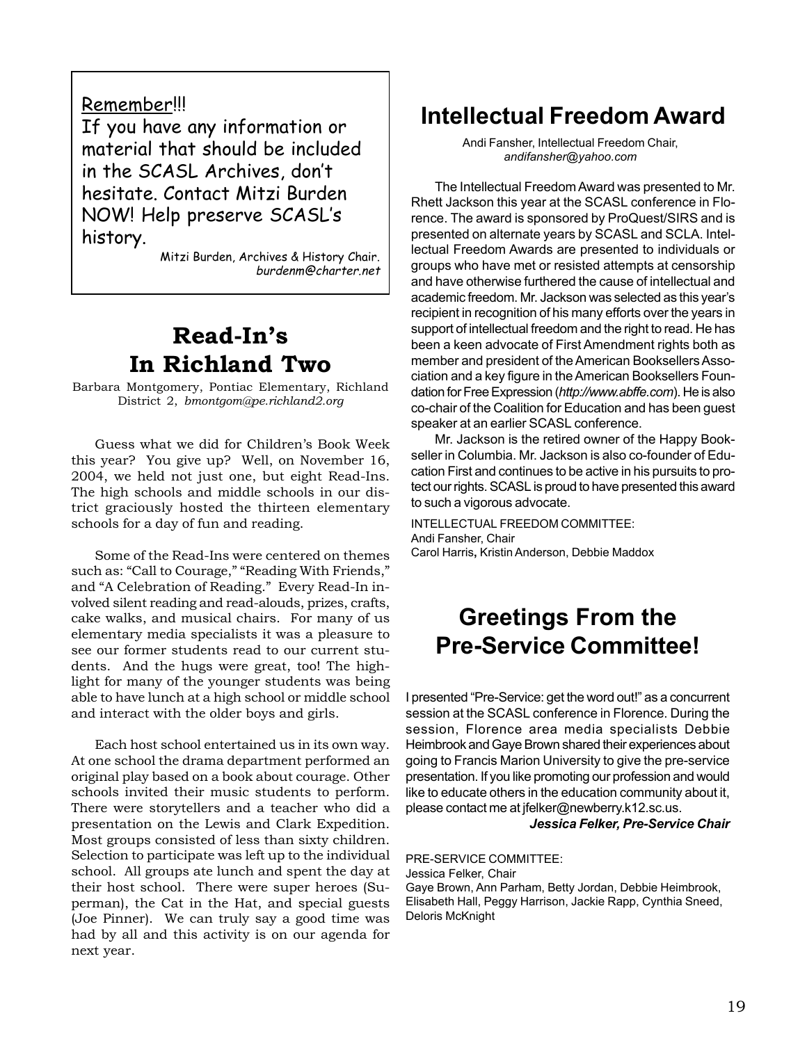Remember!!!

If you have any information or material that should be included in the SCASL Archives, don't hesitate. Contact Mitzi Burden NOW! Help preserve SCASL's history.

Mitzi Burden, Archives & History Chair.
*burdenm@charter.net*

## Read-In's In Richland Two

Barbara Montgomery, Pontiac Elementary, Richland District 2, *bmontgom@pe.richland2.org*

Guess what we did for Children's Book Week this year? You give up? Well, on November 16, 2004, we held not just one, but eight Read-Ins. The high schools and middle schools in our district graciously hosted the thirteen elementary schools for a day of fun and reading.

Some of the Read-Ins were centered on themes such as: "Call to Courage," "Reading With Friends," and "A Celebration of Reading." Every Read-In involved silent reading and read-alouds, prizes, crafts, cake walks, and musical chairs. For many of us elementary media specialists it was a pleasure to see our former students read to our current students. And the hugs were great, too! The highlight for many of the younger students was being able to have lunch at a high school or middle school and interact with the older boys and girls.

Each host school entertained us in its own way. At one school the drama department performed an original play based on a book about courage. Other schools invited their music students to perform. There were storytellers and a teacher who did a presentation on the Lewis and Clark Expedition. Most groups consisted of less than sixty children. Selection to participate was left up to the individual school. All groups ate lunch and spent the day at their host school. There were super heroes (Superman), the Cat in the Hat, and special guests (Joe Pinner). We can truly say a good time was had by all and this activity is on our agenda for next year.

## Intellectual Freedom Award

Andi Fansher, Intellectual Freedom Chair,
*andifansher@yahoo.com*

The Intellectual Freedom Award was presented to Mr. Rhett Jackson this year at the SCASL conference in Florence. The award is sponsored by ProQuest/SIRS and is presented on alternate years by SCASL and SCLA. Intellectual Freedom Awards are presented to individuals or groups who have met or resisted attempts at censorship and have otherwise furthered the cause of intellectual and academic freedom. Mr. Jackson was selected as this year's recipient in recognition of his many efforts over the years in support of intellectual freedom and the right to read. He has been a keen advocate of First Amendment rights both as member and president of the American Booksellers Association and a key figure in the American Booksellers Foundation for Free Expression (*http://www.abffe.com*). He is also co-chair of the Coalition for Education and has been guest speaker at an earlier SCASL conference.

Mr. Jackson is the retired owner of the Happy Bookseller in Columbia. Mr. Jackson is also co-founder of Education First and continues to be active in his pursuits to protect our rights. SCASL is proud to have presented this award to such a vigorous advocate.

INTELLECTUAL FREEDOM COMMITTEE:
Andi Fansher, Chair
Carol Harris, Kristin Anderson, Debbie Maddox

## Greetings From the Pre-Service Committee!

I presented "Pre-Service: get the word out!" as a concurrent session at the SCASL conference in Florence. During the session, Florence area media specialists Debbie Heimbrook and Gaye Brown shared their experiences about going to Francis Marion University to give the pre-service presentation. If you like promoting our profession and would like to educate others in the education community about it, please contact me at jfelker@newberry.k12.sc.us.

***Jessica Felker, Pre-Service Chair***

PRE-SERVICE COMMITTEE:
Jessica Felker, Chair
Gaye Brown, Ann Parham, Betty Jordan, Debbie Heimbrook, Elisabeth Hall, Peggy Harrison, Jackie Rapp, Cynthia Sneed, Deloris McKnight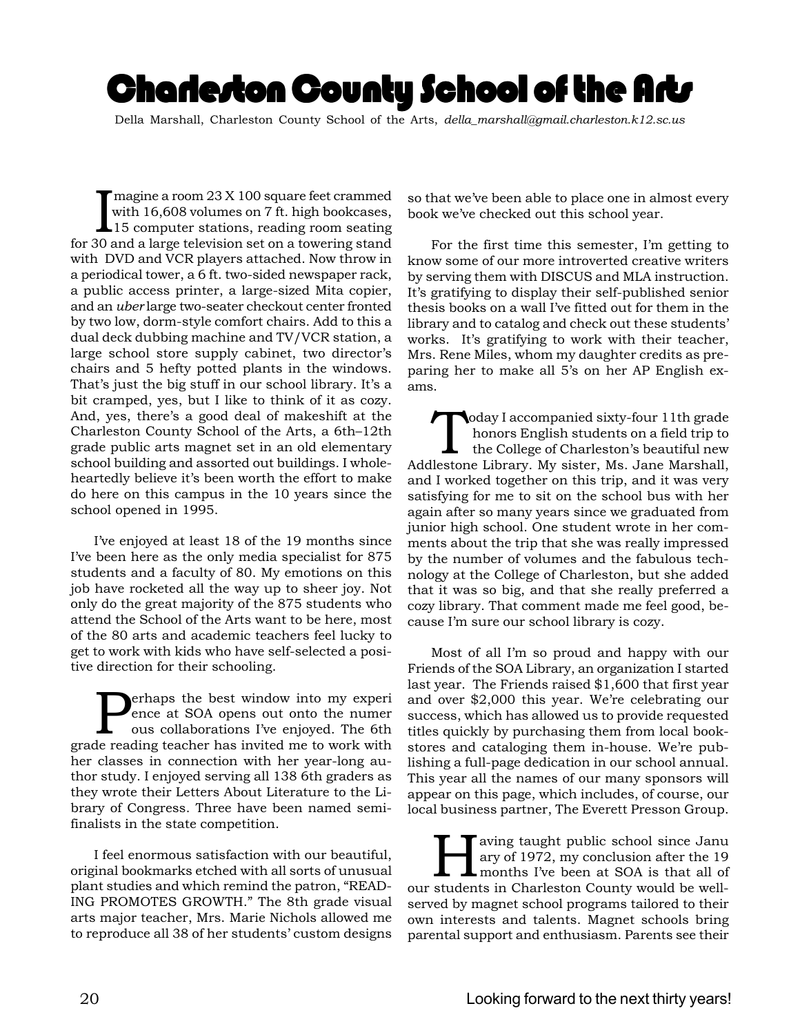# Charleston County School of the Arts

Della Marshall, Charleston County School of the Arts, *della_marshall@gmail.charleston.k12.sc.us*

Imagine a room 23 X 100 square feet crammed with 16,608 volumes on 7 ft. high bookcases, 15 computer stations, reading room seating for 30 and a large television set on a towering stand with DVD and VCR players attached. Now throw in a periodical tower, a 6 ft. two-sided newspaper rack, a public access printer, a large-sized Mita copier, and an *uber* large two-seater checkout center fronted by two low, dorm-style comfort chairs. Add to this a dual deck dubbing machine and TV/VCR station, a large school store supply cabinet, two director's chairs and 5 hefty potted plants in the windows. That's just the big stuff in our school library. It's a bit cramped, yes, but I like to think of it as cozy. And, yes, there's a good deal of makeshift at the Charleston County School of the Arts, a 6th–12th grade public arts magnet set in an old elementary school building and assorted out buildings. I wholeheartedly believe it's been worth the effort to make do here on this campus in the 10 years since the school opened in 1995.

I've enjoyed at least 18 of the 19 months since I've been here as the only media specialist for 875 students and a faculty of 80. My emotions on this job have rocketed all the way up to sheer joy. Not only do the great majority of the 875 students who attend the School of the Arts want to be here, most of the 80 arts and academic teachers feel lucky to get to work with kids who have self-selected a positive direction for their schooling.

Perhaps the best window into my experience at SOA opens out onto the numerous collaborations I've enjoyed. The 6th grade reading teacher has invited me to work with her classes in connection with her year-long author study. I enjoyed serving all 138 6th graders as they wrote their Letters About Literature to the Library of Congress. Three have been named semi-finalists in the state competition.

I feel enormous satisfaction with our beautiful, original bookmarks etched with all sorts of unusual plant studies and which remind the patron, "READING PROMOTES GROWTH." The 8th grade visual arts major teacher, Mrs. Marie Nichols allowed me to reproduce all 38 of her students' custom designs so that we've been able to place one in almost every book we've checked out this school year.

For the first time this semester, I'm getting to know some of our more introverted creative writers by serving them with DISCUS and MLA instruction. It's gratifying to display their self-published senior thesis books on a wall I've fitted out for them in the library and to catalog and check out these students' works. It's gratifying to work with their teacher, Mrs. Rene Miles, whom my daughter credits as preparing her to make all 5's on her AP English exams.

Today I accompanied sixty-four 11th grade honors English students on a field trip to the College of Charleston's beautiful new Addlestone Library. My sister, Ms. Jane Marshall, and I worked together on this trip, and it was very satisfying for me to sit on the school bus with her again after so many years since we graduated from junior high school. One student wrote in her comments about the trip that she was really impressed by the number of volumes and the fabulous technology at the College of Charleston, but she added that it was so big, and that she really preferred a cozy library. That comment made me feel good, because I'm sure our school library is cozy.

Most of all I'm so proud and happy with our Friends of the SOA Library, an organization I started last year. The Friends raised $1,600 that first year and over $2,000 this year. We're celebrating our success, which has allowed us to provide requested titles quickly by purchasing them from local bookstores and cataloging them in-house. We're publishing a full-page dedication in our school annual. This year all the names of our many sponsors will appear on this page, which includes, of course, our local business partner, The Everett Presson Group.

Having taught public school since January of 1972, my conclusion after the 19 months I've been at SOA is that all of our students in Charleston County would be well-served by magnet school programs tailored to their own interests and talents. Magnet schools bring parental support and enthusiasm. Parents see their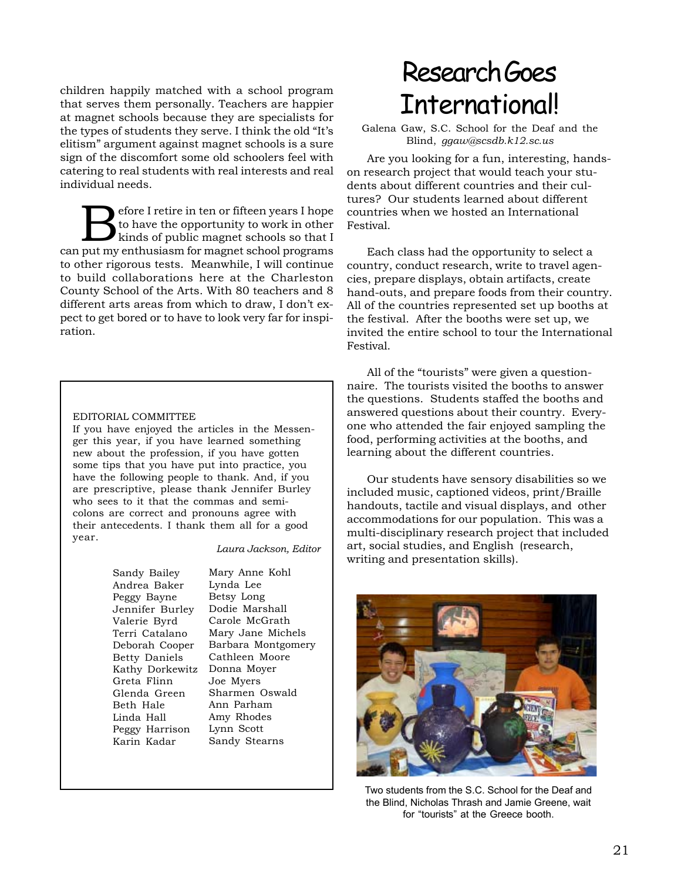children happily matched with a school program that serves them personally. Teachers are happier at magnet schools because they are specialists for the types of students they serve. I think the old "It's elitism" argument against magnet schools is a sure sign of the discomfort some old schoolers feel with catering to real students with real interests and real individual needs.

Before I retire in ten or fifteen years I hope to have the opportunity to work in other kinds of public magnet schools so that I can put my enthusiasm for magnet school programs to other rigorous tests. Meanwhile, I will continue to build collaborations here at the Charleston County School of the Arts. With 80 teachers and 8 different arts areas from which to draw, I don't expect to get bored or to have to look very far for inspiration.

EDITORIAL COMMITTEE

If you have enjoyed the articles in the Messenger this year, if you have learned something new about the profession, if you have gotten some tips that you have put into practice, you have the following people to thank. And, if you are prescriptive, please thank Jennifer Burley who sees to it that the commas and semicolons are correct and pronouns agree with their antecedents. I thank them all for a good year.

*Laura Jackson, Editor*

| | |
|---|---|
| Sandy Bailey | Mary Anne Kohl |
| Andrea Baker | Lynda Lee |
| Peggy Bayne | Betsy Long |
| Jennifer Burley | Dodie Marshall |
| Valerie Byrd | Carole McGrath |
| Terri Catalano | Mary Jane Michels |
| Deborah Cooper | Barbara Montgomery |
| Betty Daniels | Cathleen Moore |
| Kathy Dorkewitz | Donna Moyer |
| Greta Flinn | Joe Myers |
| Glenda Green | Sharmen Oswald |
| Beth Hale | Ann Parham |
| Linda Hall | Amy Rhodes |
| Peggy Harrison | Lynn Scott |
| Karin Kadar | Sandy Stearns |

# Research Goes International!

Galena Gaw, S.C. School for the Deaf and the Blind, *ggaw@scsdb.k12.sc.us*

Are you looking for a fun, interesting, hands-on research project that would teach your students about different countries and their cultures? Our students learned about different countries when we hosted an International Festival.

Each class had the opportunity to select a country, conduct research, write to travel agencies, prepare displays, obtain artifacts, create hand-outs, and prepare foods from their country. All of the countries represented set up booths at the festival. After the booths were set up, we invited the entire school to tour the International Festival.

All of the "tourists" were given a questionnaire. The tourists visited the booths to answer the questions. Students staffed the booths and answered questions about their country. Everyone who attended the fair enjoyed sampling the food, performing activities at the booths, and learning about the different countries.

Our students have sensory disabilities so we included music, captioned videos, print/Braille handouts, tactile and visual displays, and other accommodations for our population. This was a multi-disciplinary research project that included art, social studies, and English (research, writing and presentation skills).

Two students from the S.C. School for the Deaf and the Blind, Nicholas Thrash and Jamie Greene, wait for "tourists" at the Greece booth.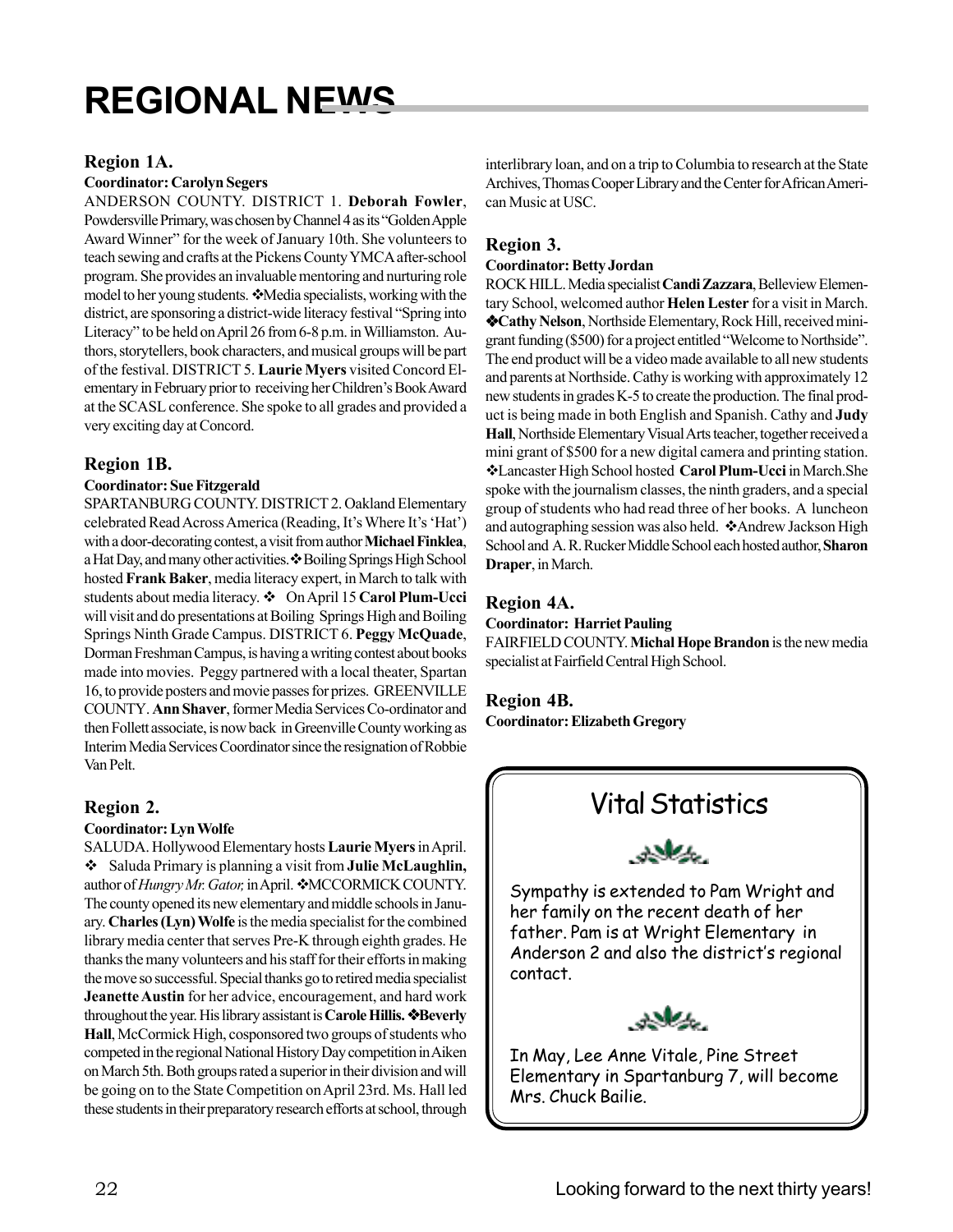# REGIONAL NEWS

## Region 1A.

**Coordinator: Carolyn Segers**

ANDERSON COUNTY. DISTRICT 1. **Deborah Fowler**, Powdersville Primary, was chosen by Channel 4 as its "Golden Apple Award Winner" for the week of January 10th. She volunteers to teach sewing and crafts at the Pickens County YMCA after-school program. She provides an invaluable mentoring and nurturing role model to her young students. ❖Media specialists, working with the district, are sponsoring a district-wide literacy festival "Spring into Literacy" to be held on April 26 from 6-8 p.m. in Williamston. Authors, storytellers, book characters, and musical groups will be part of the festival. DISTRICT 5. **Laurie Myers** visited Concord Elementary in February prior to receiving her Children's Book Award at the SCASL conference. She spoke to all grades and provided a very exciting day at Concord.

## Region 1B.

**Coordinator: Sue Fitzgerald**

SPARTANBURG COUNTY. DISTRICT 2. Oakland Elementary celebrated Read Across America (Reading, It's Where It's 'Hat') with a door-decorating contest, a visit from author **Michael Finklea**, a Hat Day, and many other activities.❖ Boiling Springs High School hosted **Frank Baker**, media literacy expert, in March to talk with students about media literacy. ❖ On April 15 **Carol Plum-Ucci** will visit and do presentations at Boiling Springs High and Boiling Springs Ninth Grade Campus. DISTRICT 6. **Peggy McQuade**, Dorman Freshman Campus, is having a writing contest about books made into movies. Peggy partnered with a local theater, Spartan 16, to provide posters and movie passes for prizes. GREENVILLE COUNTY. **Ann Shaver**, former Media Services Co-ordinator and then Follett associate, is now back in Greenville County working as Interim Media Services Coordinator since the resignation of Robbie Van Pelt.

## Region 2.

**Coordinator: Lyn Wolfe**

SALUDA. Hollywood Elementary hosts **Laurie Myers** in April. ❖ Saluda Primary is planning a visit from **Julie McLaughlin,** author of *Hungry Mr. Gator,* in April. ❖MCCORMICK COUNTY. The county opened its new elementary and middle schools in January. **Charles (Lyn) Wolfe** is the media specialist for the combined library media center that serves Pre-K through eighth grades. He thanks the many volunteers and his staff for their efforts in making the move so successful. Special thanks go to retired media specialist **Jeanette Austin** for her advice, encouragement, and hard work throughout the year. His library assistant is **Carole Hillis.** ❖**Beverly Hall**, McCormick High, cosponsored two groups of students who competed in the regional National History Day competition in Aiken on March 5th. Both groups rated a superior in their division and will be going on to the State Competition on April 23rd. Ms. Hall led these students in their preparatory research efforts at school, through interlibrary loan, and on a trip to Columbia to research at the State Archives, Thomas Cooper Library and the Center for African American Music at USC.

## Region 3.

**Coordinator: Betty Jordan**

ROCK HILL. Media specialist **Candi Zazzara**, Belleview Elementary School, welcomed author **Helen Lester** for a visit in March. ❖**Cathy Nelson**, Northside Elementary, Rock Hill, received mini-grant funding ($500) for a project entitled "Welcome to Northside". The end product will be a video made available to all new students and parents at Northside. Cathy is working with approximately 12 new students in grades K-5 to create the production. The final product is being made in both English and Spanish. Cathy and **Judy Hall**, Northside Elementary Visual Arts teacher, together received a mini grant of $500 for a new digital camera and printing station. ❖Lancaster High School hosted **Carol Plum-Ucci** in March.She spoke with the journalism classes, the ninth graders, and a special group of students who had read three of her books. A luncheon and autographing session was also held. ❖Andrew Jackson High School and A. R. Rucker Middle School each hosted author, **Sharon Draper**, in March.

## Region 4A.

**Coordinator: Harriet Pauling**

FAIRFIELD COUNTY. **Michal Hope Brandon** is the new media specialist at Fairfield Central High School.

## Region 4B.

**Coordinator: Elizabeth Gregory**

## Vital Statistics

Sympathy is extended to Pam Wright and her family on the recent death of her father. Pam is at Wright Elementary in Anderson 2 and also the district's regional contact.

In May, Lee Anne Vitale, Pine Street Elementary in Spartanburg 7, will become Mrs. Chuck Bailie.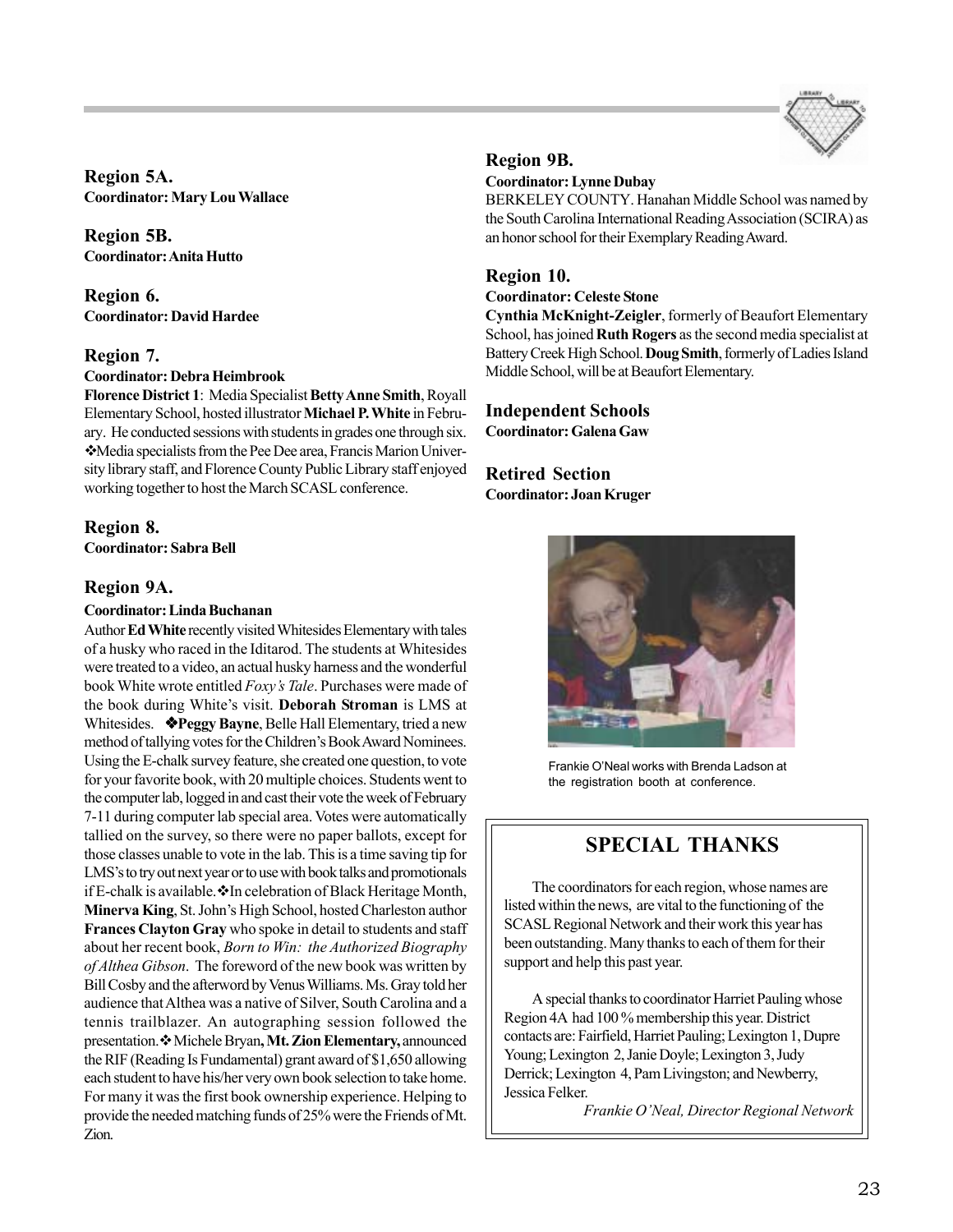## Region 5A.

**Coordinator: Mary Lou Wallace**

## Region 5B.

**Coordinator: Anita Hutto**

## Region 6.

**Coordinator: David Hardee**

## Region 7.

**Coordinator: Debra Heimbrook**

**Florence District 1**: Media Specialist **Betty Anne Smith**, Royall Elementary School, hosted illustrator **Michael P. White** in February. He conducted sessions with students in grades one through six. ❖Media specialists from the Pee Dee area, Francis Marion University library staff, and Florence County Public Library staff enjoyed working together to host the March SCASL conference.

## Region 8.

**Coordinator: Sabra Bell**

## Region 9A.

**Coordinator: Linda Buchanan**

Author **Ed White** recently visited Whitesides Elementary with tales of a husky who raced in the Iditarod. The students at Whitesides were treated to a video, an actual husky harness and the wonderful book White wrote entitled *Foxy's Tale*. Purchases were made of the book during White's visit. **Deborah Stroman** is LMS at Whitesides. ❖**Peggy Bayne**, Belle Hall Elementary, tried a new method of tallying votes for the Children's Book Award Nominees. Using the E-chalk survey feature, she created one question, to vote for your favorite book, with 20 multiple choices. Students went to the computer lab, logged in and cast their vote the week of February 7-11 during computer lab special area. Votes were automatically tallied on the survey, so there were no paper ballots, except for those classes unable to vote in the lab. This is a time saving tip for LMS's to try out next year or to use with book talks and promotionals if E-chalk is available.❖In celebration of Black Heritage Month, **Minerva King**, St. John's High School, hosted Charleston author **Frances Clayton Gray** who spoke in detail to students and staff about her recent book, *Born to Win: the Authorized Biography of Althea Gibson*. The foreword of the new book was written by Bill Cosby and the afterword by Venus Williams. Ms. Gray told her audience that Althea was a native of Silver, South Carolina and a tennis trailblazer. An autographing session followed the presentation.❖Michele Bryan**, Mt. Zion Elementary,** announced the RIF (Reading Is Fundamental) grant award of $1,650 allowing each student to have his/her very own book selection to take home. For many it was the first book ownership experience. Helping to provide the needed matching funds of 25% were the Friends of Mt. Zion.

## Region 9B.

**Coordinator: Lynne Dubay**

BERKELEY COUNTY. Hanahan Middle School was named by the South Carolina International Reading Association (SCIRA) as an honor school for their Exemplary Reading Award.

## Region 10.

**Coordinator: Celeste Stone**

**Cynthia McKnight-Zeigler**, formerly of Beaufort Elementary School, has joined **Ruth Rogers** as the second media specialist at Battery Creek High School. **Doug Smith**, formerly of Ladies Island Middle School, will be at Beaufort Elementary.

## Independent Schools

**Coordinator: Galena Gaw**

## Retired Section

**Coordinator: Joan Kruger**

Frankie O'Neal works with Brenda Ladson at the registration booth at conference.

## SPECIAL THANKS

The coordinators for each region, whose names are listed within the news, are vital to the functioning of the SCASL Regional Network and their work this year has been outstanding. Many thanks to each of them for their support and help this past year.

A special thanks to coordinator Harriet Pauling whose Region 4A had 100 % membership this year. District contacts are: Fairfield, Harriet Pauling; Lexington 1, Dupre Young; Lexington 2, Janie Doyle; Lexington 3, Judy Derrick; Lexington 4, Pam Livingston; and Newberry, Jessica Felker.

*Frankie O'Neal, Director Regional Network*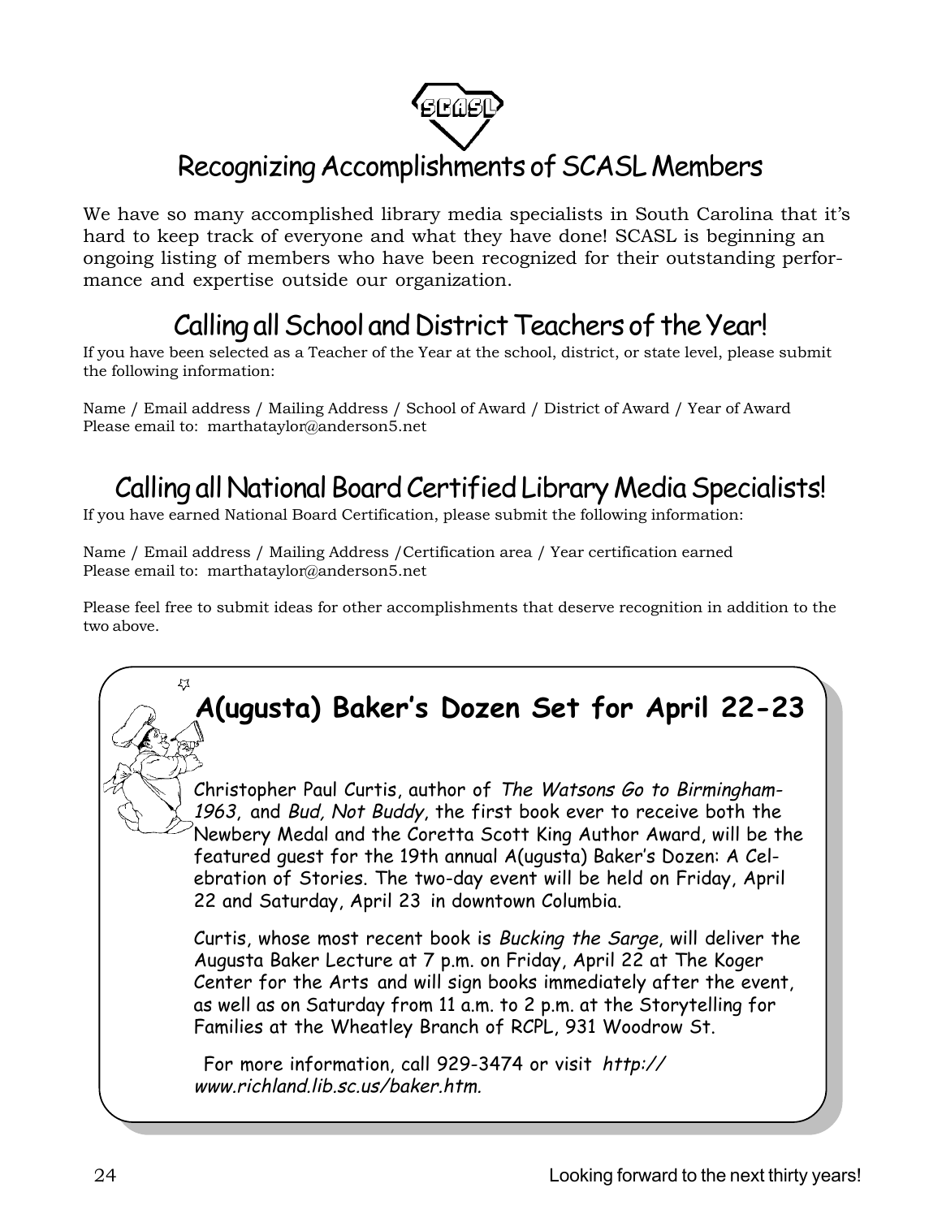# Recognizing Accomplishments of SCASL Members

We have so many accomplished library media specialists in South Carolina that it's hard to keep track of everyone and what they have done! SCASL is beginning an ongoing listing of members who have been recognized for their outstanding performance and expertise outside our organization.

## Calling all School and District Teachers of the Year!

If you have been selected as a Teacher of the Year at the school, district, or state level, please submit the following information:

Name / Email address / Mailing Address / School of Award / District of Award / Year of Award
Please email to: marthataylor@anderson5.net

## Calling all National Board Certified Library Media Specialists!

If you have earned National Board Certification, please submit the following information:

Name / Email address / Mailing Address /Certification area / Year certification earned
Please email to: marthataylor@anderson5.net

Please feel free to submit ideas for other accomplishments that deserve recognition in addition to the two above.

## A(ugusta) Baker's Dozen Set for April 22-23

Christopher Paul Curtis, author of *The Watsons Go to Birmingham-1963*, and *Bud, Not Buddy*, the first book ever to receive both the Newbery Medal and the Coretta Scott King Author Award, will be the featured guest for the 19th annual A(ugusta) Baker's Dozen: A Celebration of Stories. The two-day event will be held on Friday, April 22 and Saturday, April 23 in downtown Columbia.

Curtis, whose most recent book is *Bucking the Sarge*, will deliver the Augusta Baker Lecture at 7 p.m. on Friday, April 22 at The Koger Center for the Arts and will sign books immediately after the event, as well as on Saturday from 11 a.m. to 2 p.m. at the Storytelling for Families at the Wheatley Branch of RCPL, 931 Woodrow St.

For more information, call 929-3474 or visit *http://www.richland.lib.sc.us/baker.htm.*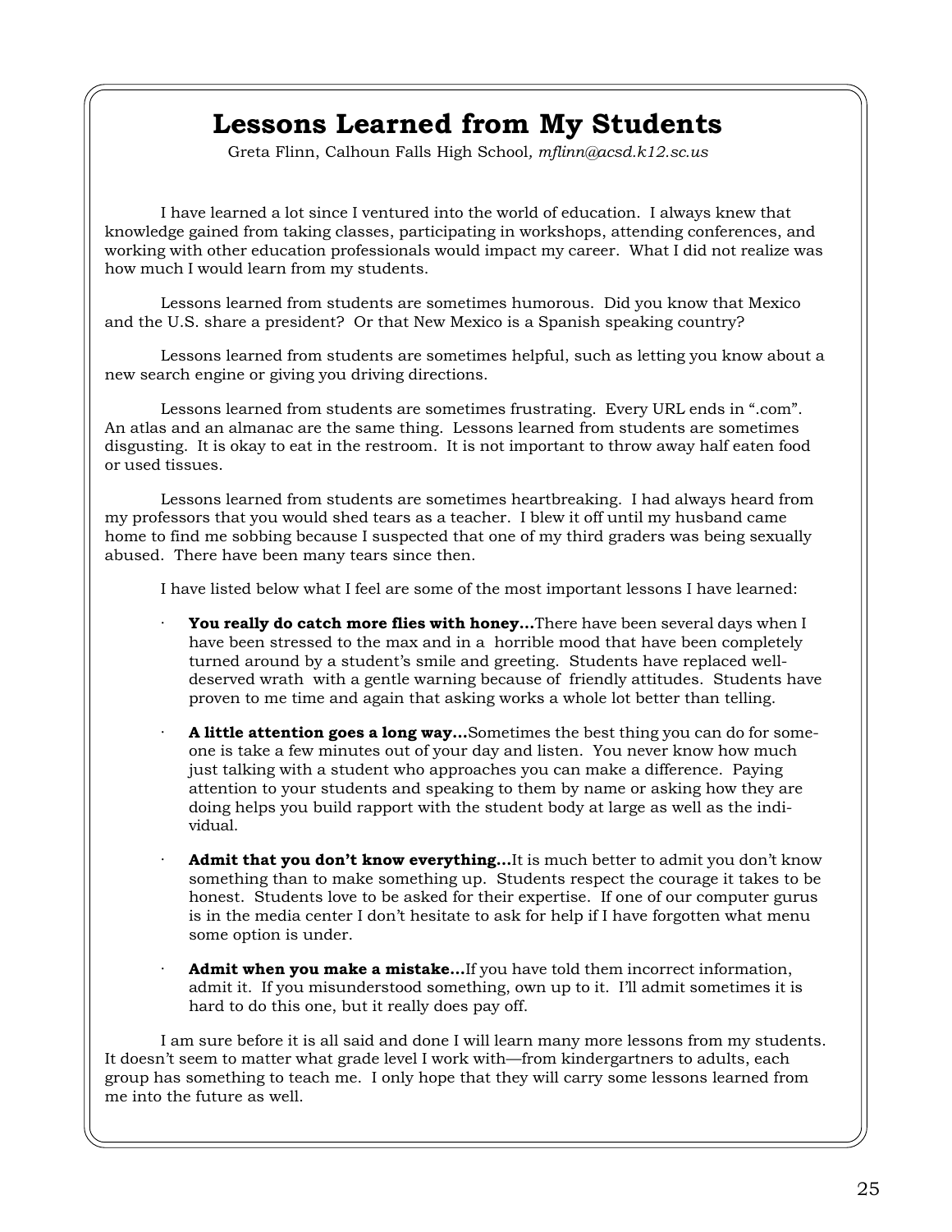# Lessons Learned from My Students

Greta Flinn, Calhoun Falls High School, *mflinn@acsd.k12.sc.us*

I have learned a lot since I ventured into the world of education. I always knew that knowledge gained from taking classes, participating in workshops, attending conferences, and working with other education professionals would impact my career. What I did not realize was how much I would learn from my students.

Lessons learned from students are sometimes humorous. Did you know that Mexico and the U.S. share a president? Or that New Mexico is a Spanish speaking country?

Lessons learned from students are sometimes helpful, such as letting you know about a new search engine or giving you driving directions.

Lessons learned from students are sometimes frustrating. Every URL ends in ".com". An atlas and an almanac are the same thing. Lessons learned from students are sometimes disgusting. It is okay to eat in the restroom. It is not important to throw away half eaten food or used tissues.

Lessons learned from students are sometimes heartbreaking. I had always heard from my professors that you would shed tears as a teacher. I blew it off until my husband came home to find me sobbing because I suspected that one of my third graders was being sexually abused. There have been many tears since then.

I have listed below what I feel are some of the most important lessons I have learned:

- **You really do catch more flies with honey…**There have been several days when I have been stressed to the max and in a horrible mood that have been completely turned around by a student's smile and greeting. Students have replaced well-deserved wrath with a gentle warning because of friendly attitudes. Students have proven to me time and again that asking works a whole lot better than telling.

- **A little attention goes a long way…**Sometimes the best thing you can do for someone is take a few minutes out of your day and listen. You never know how much just talking with a student who approaches you can make a difference. Paying attention to your students and speaking to them by name or asking how they are doing helps you build rapport with the student body at large as well as the individual.

- **Admit that you don't know everything…**It is much better to admit you don't know something than to make something up. Students respect the courage it takes to be honest. Students love to be asked for their expertise. If one of our computer gurus is in the media center I don't hesitate to ask for help if I have forgotten what menu some option is under.

- **Admit when you make a mistake…**If you have told them incorrect information, admit it. If you misunderstood something, own up to it. I'll admit sometimes it is hard to do this one, but it really does pay off.

I am sure before it is all said and done I will learn many more lessons from my students. It doesn't seem to matter what grade level I work with—from kindergartners to adults, each group has something to teach me. I only hope that they will carry some lessons learned from me into the future as well.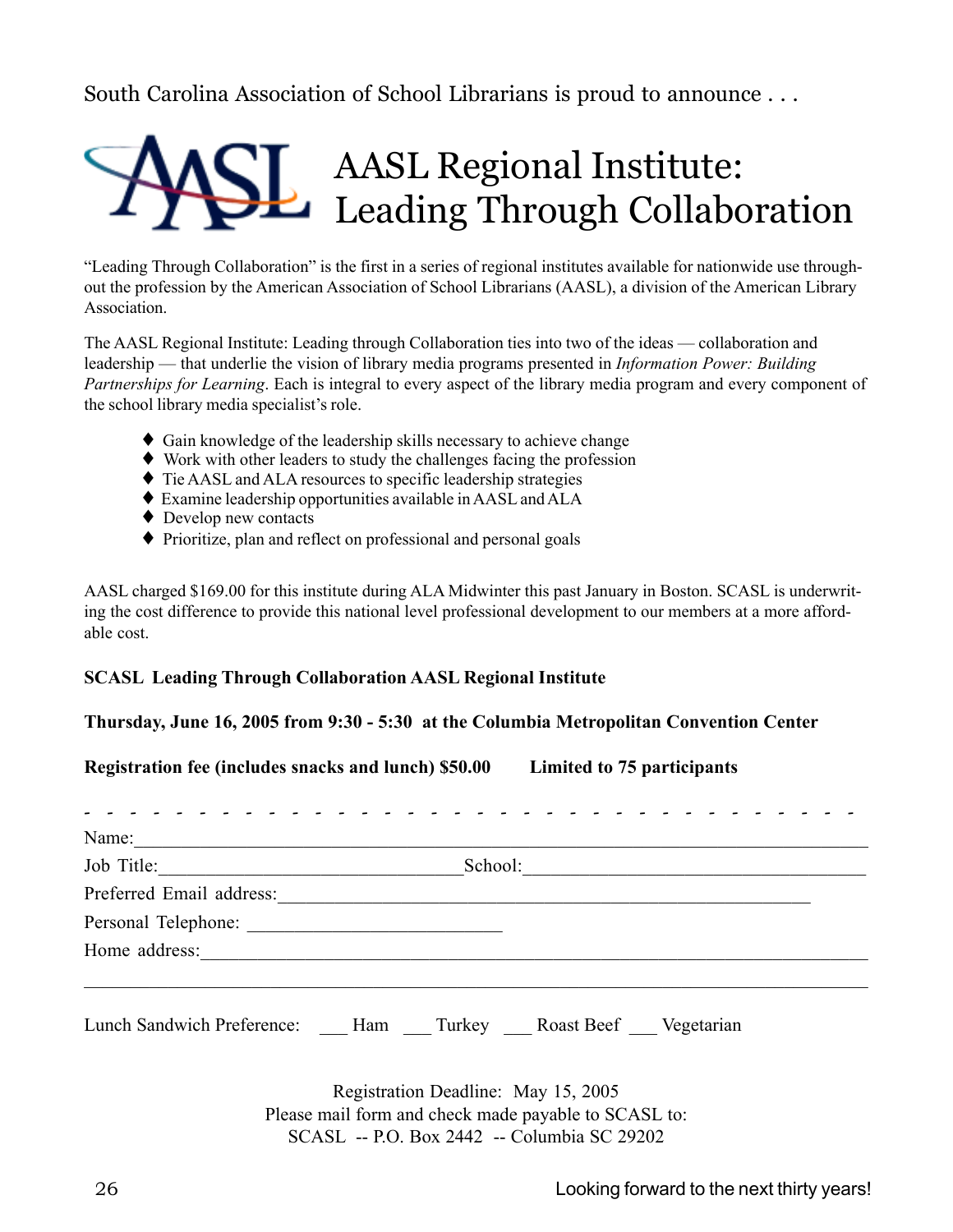South Carolina Association of School Librarians is proud to announce . . .

# AASL Regional Institute: Leading Through Collaboration

"Leading Through Collaboration" is the first in a series of regional institutes available for nationwide use throughout the profession by the American Association of School Librarians (AASL), a division of the American Library Association.

The AASL Regional Institute: Leading through Collaboration ties into two of the ideas — collaboration and leadership — that underlie the vision of library media programs presented in *Information Power: Building Partnerships for Learning*. Each is integral to every aspect of the library media program and every component of the school library media specialist's role.

- Gain knowledge of the leadership skills necessary to achieve change
- Work with other leaders to study the challenges facing the profession
- Tie AASL and ALA resources to specific leadership strategies
- Examine leadership opportunities available in AASL and ALA
- Develop new contacts
- Prioritize, plan and reflect on professional and personal goals

AASL charged $169.00 for this institute during ALA Midwinter this past January in Boston. SCASL is underwriting the cost difference to provide this national level professional development to our members at a more affordable cost.

**SCASL Leading Through Collaboration AASL Regional Institute**

**Thursday, June 16, 2005 from 9:30 - 5:30 at the Columbia Metropolitan Convention Center**

**Registration fee (includes snacks and lunch) $50.00 Limited to 75 participants**

- - - - - - - - - - - - - - - - - - - - - - - - - - - - - - - - - - - - - - - - - -

Name:\_\_\_\_\_\_\_\_\_\_\_\_\_\_\_\_\_\_\_\_\_\_\_\_\_\_\_\_\_\_\_\_\_\_\_\_\_\_\_\_\_\_\_\_\_\_\_\_\_\_\_\_\_\_\_\_\_\_\_\_

Job Title:\_\_\_\_\_\_\_\_\_\_\_\_\_\_\_\_\_\_\_\_\_\_\_\_\_\_School:\_\_\_\_\_\_\_\_\_\_\_\_\_\_\_\_\_\_\_\_\_\_\_\_\_\_\_\_

Preferred Email address:\_\_\_\_\_\_\_\_\_\_\_\_\_\_\_\_\_\_\_\_\_\_\_\_\_\_\_\_\_\_\_\_\_\_\_\_\_\_\_\_\_\_\_\_

Personal Telephone: \_\_\_\_\_\_\_\_\_\_\_\_\_\_\_\_\_\_\_\_\_\_\_\_

Home address:\_\_\_\_\_\_\_\_\_\_\_\_\_\_\_\_\_\_\_\_\_\_\_\_\_\_\_\_\_\_\_\_\_\_\_\_\_\_\_\_\_\_\_\_\_\_\_\_\_\_\_\_\_\_

\_\_\_\_\_\_\_\_\_\_\_\_\_\_\_\_\_\_\_\_\_\_\_\_\_\_\_\_\_\_\_\_\_\_\_\_\_\_\_\_\_\_\_\_\_\_\_\_\_\_\_\_\_\_\_\_\_\_\_\_\_\_\_\_\_\_

Lunch Sandwich Preference: \_\_\_ Ham \_\_\_ Turkey \_\_\_ Roast Beef \_\_\_ Vegetarian

Registration Deadline: May 15, 2005
Please mail form and check made payable to SCASL to:
SCASL -- P.O. Box 2442 -- Columbia SC 29202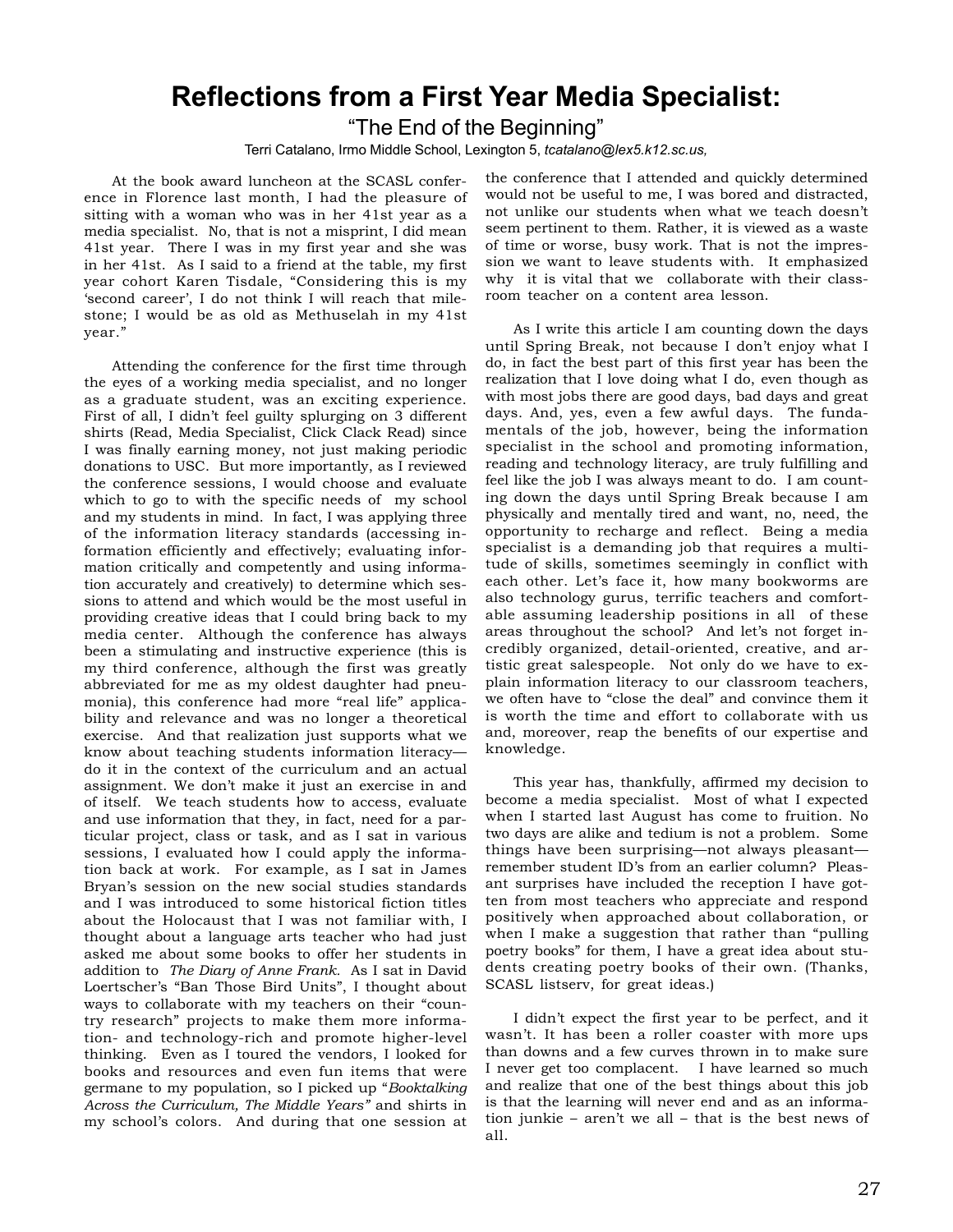# Reflections from a First Year Media Specialist:

## "The End of the Beginning"

Terri Catalano, Irmo Middle School, Lexington 5, *tcatalano@lex5.k12.sc.us,*

At the book award luncheon at the SCASL conference in Florence last month, I had the pleasure of sitting with a woman who was in her 41st year as a media specialist. No, that is not a misprint, I did mean 41st year. There I was in my first year and she was in her 41st. As I said to a friend at the table, my first year cohort Karen Tisdale, "Considering this is my 'second career', I do not think I will reach that milestone; I would be as old as Methuselah in my 41st year."

Attending the conference for the first time through the eyes of a working media specialist, and no longer as a graduate student, was an exciting experience. First of all, I didn't feel guilty splurging on 3 different shirts (Read, Media Specialist, Click Clack Read) since I was finally earning money, not just making periodic donations to USC. But more importantly, as I reviewed the conference sessions, I would choose and evaluate which to go to with the specific needs of my school and my students in mind. In fact, I was applying three of the information literacy standards (accessing information efficiently and effectively; evaluating information critically and competently and using information accurately and creatively) to determine which sessions to attend and which would be the most useful in providing creative ideas that I could bring back to my media center. Although the conference has always been a stimulating and instructive experience (this is my third conference, although the first was greatly abbreviated for me as my oldest daughter had pneumonia), this conference had more "real life" applicability and relevance and was no longer a theoretical exercise. And that realization just supports what we know about teaching students information literacy—do it in the context of the curriculum and an actual assignment. We don't make it just an exercise in and of itself. We teach students how to access, evaluate and use information that they, in fact, need for a particular project, class or task, and as I sat in various sessions, I evaluated how I could apply the information back at work. For example, as I sat in James Bryan's session on the new social studies standards and I was introduced to some historical fiction titles about the Holocaust that I was not familiar with, I thought about a language arts teacher who had just asked me about some books to offer her students in addition to *The Diary of Anne Frank.* As I sat in David Loertscher's "Ban Those Bird Units", I thought about ways to collaborate with my teachers on their "country research" projects to make them more information- and technology-rich and promote higher-level thinking. Even as I toured the vendors, I looked for books and resources and even fun items that were germane to my population, so I picked up "*Booktalking Across the Curriculum, The Middle Years"* and shirts in my school's colors. And during that one session at the conference that I attended and quickly determined would not be useful to me, I was bored and distracted, not unlike our students when what we teach doesn't seem pertinent to them. Rather, it is viewed as a waste of time or worse, busy work. That is not the impression we want to leave students with. It emphasized why it is vital that we collaborate with their classroom teacher on a content area lesson.

As I write this article I am counting down the days until Spring Break, not because I don't enjoy what I do, in fact the best part of this first year has been the realization that I love doing what I do, even though as with most jobs there are good days, bad days and great days. And, yes, even a few awful days. The fundamentals of the job, however, being the information specialist in the school and promoting information, reading and technology literacy, are truly fulfilling and feel like the job I was always meant to do. I am counting down the days until Spring Break because I am physically and mentally tired and want, no, need, the opportunity to recharge and reflect. Being a media specialist is a demanding job that requires a multitude of skills, sometimes seemingly in conflict with each other. Let's face it, how many bookworms are also technology gurus, terrific teachers and comfortable assuming leadership positions in all of these areas throughout the school? And let's not forget incredibly organized, detail-oriented, creative, and artistic great salespeople. Not only do we have to explain information literacy to our classroom teachers, we often have to "close the deal" and convince them it is worth the time and effort to collaborate with us and, moreover, reap the benefits of our expertise and knowledge.

This year has, thankfully, affirmed my decision to become a media specialist. Most of what I expected when I started last August has come to fruition. No two days are alike and tedium is not a problem. Some things have been surprising—not always pleasant—remember student ID's from an earlier column? Pleasant surprises have included the reception I have gotten from most teachers who appreciate and respond positively when approached about collaboration, or when I make a suggestion that rather than "pulling poetry books" for them, I have a great idea about students creating poetry books of their own. (Thanks, SCASL listserv, for great ideas.)

I didn't expect the first year to be perfect, and it wasn't. It has been a roller coaster with more ups than downs and a few curves thrown in to make sure I never get too complacent. I have learned so much and realize that one of the best things about this job is that the learning will never end and as an information junkie – aren't we all – that is the best news of all.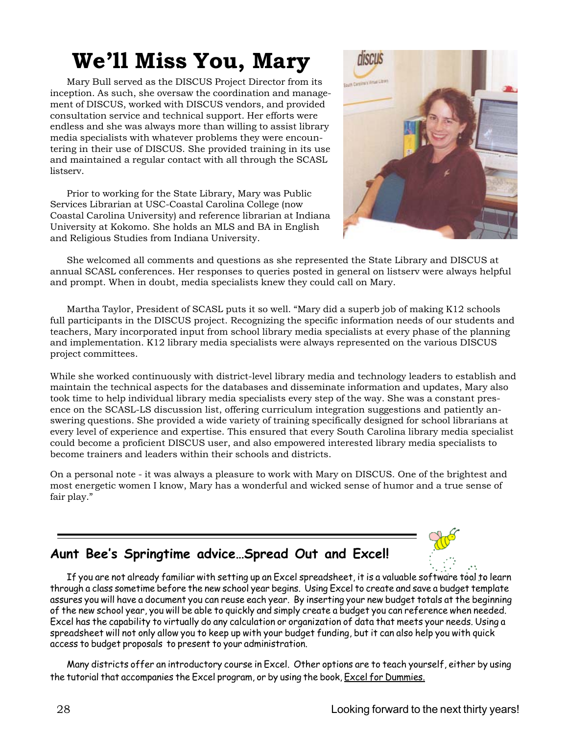# We'll Miss You, Mary

Mary Bull served as the DISCUS Project Director from its inception. As such, she oversaw the coordination and management of DISCUS, worked with DISCUS vendors, and provided consultation service and technical support. Her efforts were endless and she was always more than willing to assist library media specialists with whatever problems they were encountering in their use of DISCUS. She provided training in its use and maintained a regular contact with all through the SCASL listserv.

Prior to working for the State Library, Mary was Public Services Librarian at USC-Coastal Carolina College (now Coastal Carolina University) and reference librarian at Indiana University at Kokomo. She holds an MLS and BA in English and Religious Studies from Indiana University.

She welcomed all comments and questions as she represented the State Library and DISCUS at annual SCASL conferences. Her responses to queries posted in general on listserv were always helpful and prompt. When in doubt, media specialists knew they could call on Mary.

Martha Taylor, President of SCASL puts it so well. "Mary did a superb job of making K12 schools full participants in the DISCUS project. Recognizing the specific information needs of our students and teachers, Mary incorporated input from school library media specialists at every phase of the planning and implementation. K12 library media specialists were always represented on the various DISCUS project committees.

While she worked continuously with district-level library media and technology leaders to establish and maintain the technical aspects for the databases and disseminate information and updates, Mary also took time to help individual library media specialists every step of the way. She was a constant presence on the SCASL-LS discussion list, offering curriculum integration suggestions and patiently answering questions. She provided a wide variety of training specifically designed for school librarians at every level of experience and expertise. This ensured that every South Carolina library media specialist could become a proficient DISCUS user, and also empowered interested library media specialists to become trainers and leaders within their schools and districts.

On a personal note - it was always a pleasure to work with Mary on DISCUS. One of the brightest and most energetic women I know, Mary has a wonderful and wicked sense of humor and a true sense of fair play."

---

## Aunt Bee's Springtime advice…Spread Out and Excel!

If you are not already familiar with setting up an Excel spreadsheet, it is a valuable software tool to learn through a class sometime before the new school year begins. Using Excel to create and save a budget template assures you will have a document you can reuse each year. By inserting your new budget totals at the beginning of the new school year, you will be able to quickly and simply create a budget you can reference when needed. Excel has the capability to virtually do any calculation or organization of data that meets your needs. Using a spreadsheet will not only allow you to keep up with your budget funding, but it can also help you with quick access to budget proposals to present to your administration.

Many districts offer an introductory course in Excel. Other options are to teach yourself, either by using the tutorial that accompanies the Excel program, or by using the book, Excel for Dummies.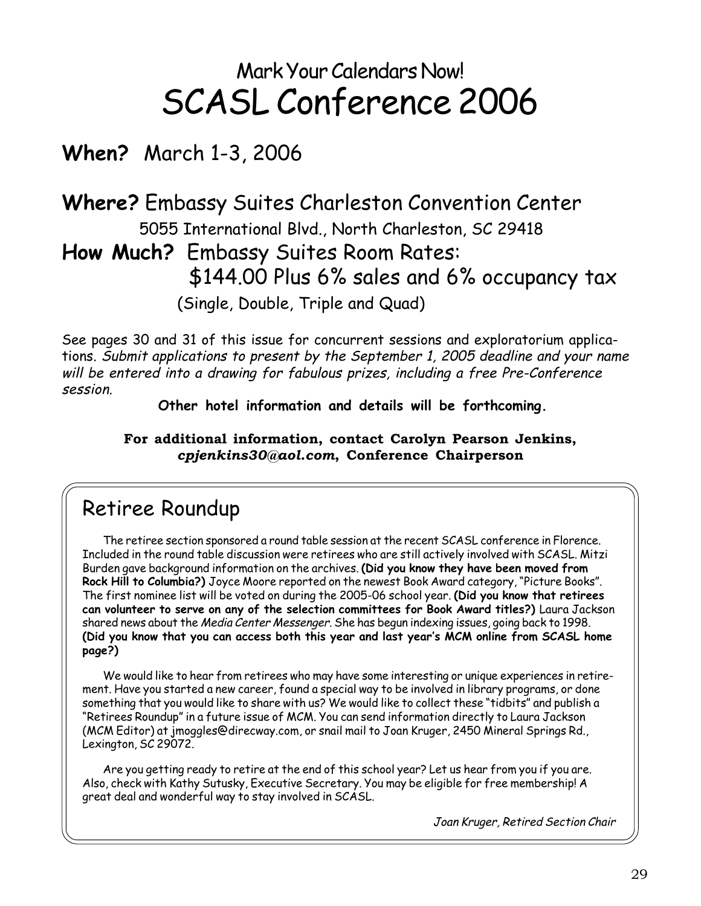## Mark Your Calendars Now!

# SCASL Conference 2006

**When?** March 1-3, 2006

**Where?** Embassy Suites Charleston Convention Center

5055 International Blvd., North Charleston, SC 29418

**How Much?** Embassy Suites Room Rates:

$144.00 Plus 6% sales and 6% occupancy tax

(Single, Double, Triple and Quad)

See pages 30 and 31 of this issue for concurrent sessions and exploratorium applications. *Submit applications to present by the September 1, 2005 deadline and your name will be entered into a drawing for fabulous prizes, including a free Pre-Conference session.*

**Other hotel information and details will be forthcoming.**

**For additional information, contact Carolyn Pearson Jenkins, *cpjenkins30@aol.com*, Conference Chairperson**

## Retiree Roundup

The retiree section sponsored a round table session at the recent SCASL conference in Florence. Included in the round table discussion were retirees who are still actively involved with SCASL. Mitzi Burden gave background information on the archives. **(Did you know they have been moved from Rock Hill to Columbia?)** Joyce Moore reported on the newest Book Award category, "Picture Books". The first nominee list will be voted on during the 2005-06 school year. **(Did you know that retirees can volunteer to serve on any of the selection committees for Book Award titles?)** Laura Jackson shared news about the *Media Center Messenger*. She has begun indexing issues, going back to 1998. **(Did you know that you can access both this year and last year's MCM online from SCASL home page?)**

We would like to hear from retirees who may have some interesting or unique experiences in retirement. Have you started a new career, found a special way to be involved in library programs, or done something that you would like to share with us? We would like to collect these "tidbits" and publish a "Retirees Roundup" in a future issue of MCM. You can send information directly to Laura Jackson (MCM Editor) at jmoggles@direcway.com, or snail mail to Joan Kruger, 2450 Mineral Springs Rd., Lexington, SC 29072.

Are you getting ready to retire at the end of this school year? Let us hear from you if you are. Also, check with Kathy Sutusky, Executive Secretary. You may be eligible for free membership! A great deal and wonderful way to stay involved in SCASL.

*Joan Kruger, Retired Section Chair*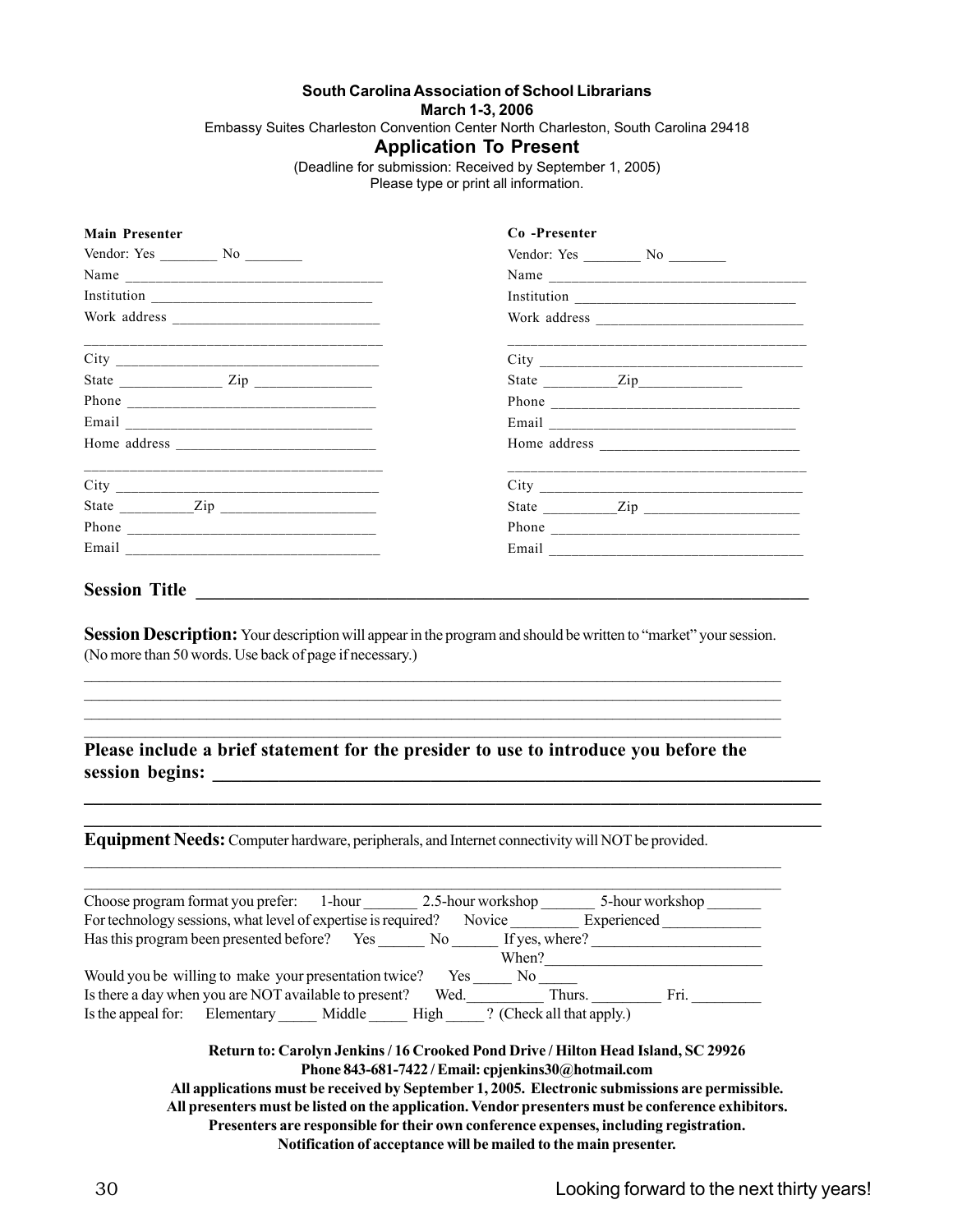**South Carolina Association of School Librarians**
**March 1-3, 2006**
Embassy Suites Charleston Convention Center North Charleston, South Carolina 29418

# Application To Present

(Deadline for submission: Received by September 1, 2005)
Please type or print all information.

**Main Presenter**

Vendor: Yes ________ No ________
Name ________________________________
Institution ____________________________
Work address __________________________
______________________________________
City __________________________________
State _____________ Zip _______________
Phone ________________________________
Email ________________________________
Home address __________________________
______________________________________
City __________________________________
State _________Zip ___________________
Phone ________________________________
Email ________________________________

**Co -Presenter**

Vendor: Yes ________ No ________
Name ________________________________
Institution ____________________________
Work address __________________________
______________________________________
City __________________________________
State _________Zip_____________
Phone ________________________________
Email ________________________________
Home address __________________________
______________________________________
City __________________________________
State _________Zip ___________________
Phone ________________________________
Email ________________________________

**Session Title** ________________________________________________________________

**Session Description:** Your description will appear in the program and should be written to "market" your session. (No more than 50 words. Use back of page if necessary.)

__________________________________________________________________________________
__________________________________________________________________________________
__________________________________________________________________________________
__________________________________________________________________________________

**Please include a brief statement for the presider to use to introduce you before the session begins:** ____________________________________________________________
__________________________________________________________________________________
__________________________________________________________________________________

**Equipment Needs:** Computer hardware, peripherals, and Internet connectivity will NOT be provided.

__________________________________________________________________________________
__________________________________________________________________________________

Choose program format you prefer: 1-hour _______ 2.5-hour workshop _______ 5-hour workshop _______
For technology sessions, what level of expertise is required? Novice ________ Experienced ____________
Has this program been presented before? Yes ______ No ______ If yes, where? ______________________
When?__________________________
Would you be willing to make your presentation twice? Yes _____ No _____
Is there a day when you are NOT available to present? Wed.__________ Thurs. _________ Fri. _________
Is the appeal for: Elementary _____ Middle _____ High _____ ? (Check all that apply.)

**Return to: Carolyn Jenkins / 16 Crooked Pond Drive / Hilton Head Island, SC 29926**
**Phone 843-681-7422 / Email: cpjenkins30@hotmail.com**
**All applications must be received by September 1, 2005. Electronic submissions are permissible.**
**All presenters must be listed on the application. Vendor presenters must be conference exhibitors.**
**Presenters are responsible for their own conference expenses, including registration.**
**Notification of acceptance will be mailed to the main presenter.**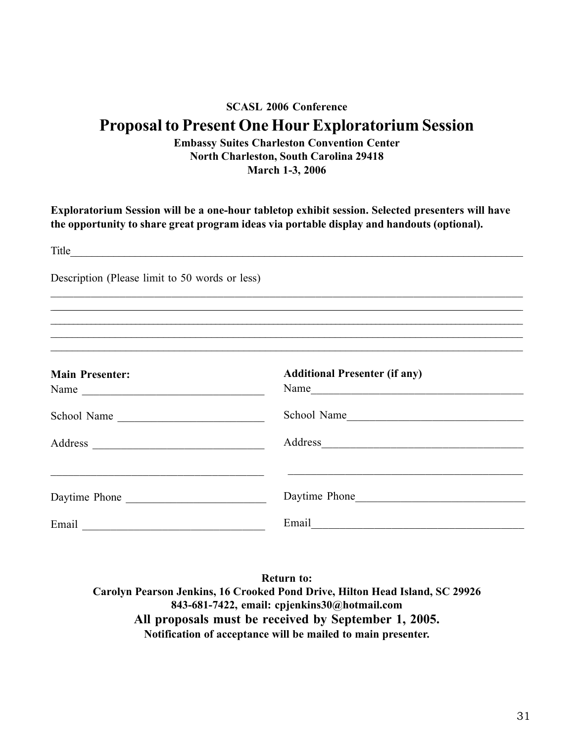**SCASL 2006 Conference**

# Proposal to Present One Hour Exploratorium Session

**Embassy Suites Charleston Convention Center**
**North Charleston, South Carolina 29418**
**March 1-3, 2006**

**Exploratorium Session will be a one-hour tabletop exhibit session. Selected presenters will have the opportunity to share great program ideas via portable display and handouts (optional).**

Title_______________________________________________________________________________

Description (Please limit to 50 words or less)

_______________________________________________________________________________

_______________________________________________________________________________

_______________________________________________________________________________

_______________________________________________________________________________

_______________________________________________________________________________

**Main Presenter:**

Name ________________________________

School Name _________________________

Address _____________________________

_____________________________________

Daytime Phone _______________________

Email _______________________________

**Additional Presenter (if any)**

Name________________________________

School Name__________________________

Address______________________________

_____________________________________

Daytime Phone________________________

Email________________________________

**Return to:**
**Carolyn Pearson Jenkins, 16 Crooked Pond Drive, Hilton Head Island, SC 29926**
**843-681-7422, email: cpjenkins30@hotmail.com**
**All proposals must be received by September 1, 2005.**
**Notification of acceptance will be mailed to main presenter.**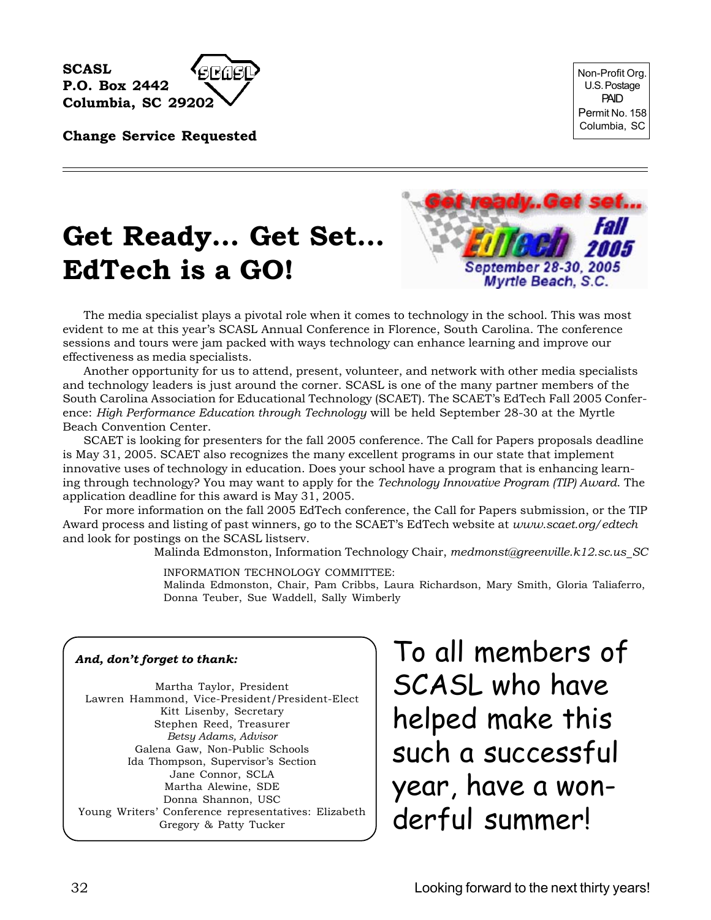SCASL
P.O. Box 2442
Columbia, SC 29202

**Change Service Requested**

Non-Profit Org.
U.S. Postage
PAID
Permit No. 158
Columbia, SC

# Get Ready... Get Set... EdTech is a GO!

Get ready..Get set... EdTech Fall 2005
September 28-30, 2005
Myrtle Beach, S.C.

The media specialist plays a pivotal role when it comes to technology in the school. This was most evident to me at this year's SCASL Annual Conference in Florence, South Carolina. The conference sessions and tours were jam packed with ways technology can enhance learning and improve our effectiveness as media specialists.

Another opportunity for us to attend, present, volunteer, and network with other media specialists and technology leaders is just around the corner. SCASL is one of the many partner members of the South Carolina Association for Educational Technology (SCAET). The SCAET's EdTech Fall 2005 Conference: *High Performance Education through Technology* will be held September 28-30 at the Myrtle Beach Convention Center.

SCAET is looking for presenters for the fall 2005 conference. The Call for Papers proposals deadline is May 31, 2005. SCAET also recognizes the many excellent programs in our state that implement innovative uses of technology in education. Does your school have a program that is enhancing learning through technology? You may want to apply for the *Technology Innovative Program (TIP) Award.* The application deadline for this award is May 31, 2005.

For more information on the fall 2005 EdTech conference, the Call for Papers submission, or the TIP Award process and listing of past winners, go to the SCAET's EdTech website at *www.scaet.org/edtech* and look for postings on the SCASL listserv.

Malinda Edmonston, Information Technology Chair, *medmonst@greenville.k12.sc.us_SC*

INFORMATION TECHNOLOGY COMMITTEE:
Malinda Edmonston, Chair, Pam Cribbs, Laura Richardson, Mary Smith, Gloria Taliaferro, Donna Teuber, Sue Waddell, Sally Wimberly

***And, don't forget to thank:***

Martha Taylor, President
Lawren Hammond, Vice-President/President-Elect
Kitt Lisenby, Secretary
Stephen Reed, Treasurer
*Betsy Adams, Advisor*
Galena Gaw, Non-Public Schools
Ida Thompson, Supervisor's Section
Jane Connor, SCLA
Martha Alewine, SDE
Donna Shannon, USC
Young Writers' Conference representatives: Elizabeth Gregory & Patty Tucker

To all members of SCASL who have helped make this such a successful year, have a wonderful summer!

Looking forward to the next thirty years!